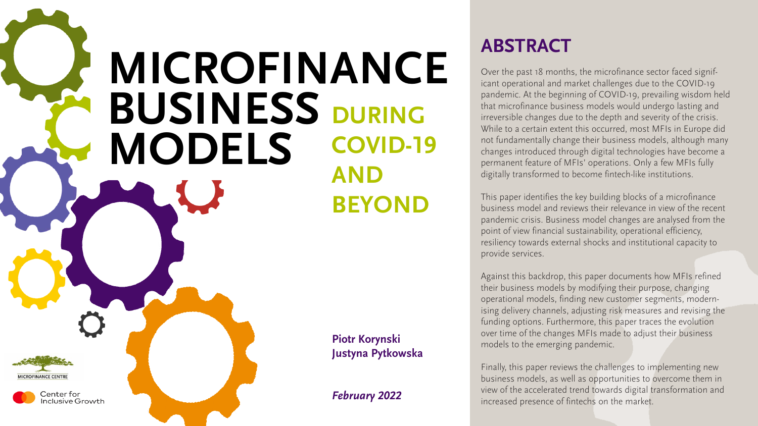# MICROFINANCE BUSINESS MODELS DURING COVID-19 AND BEYOND

**Piotr Korynski**
**Justyna Pytkowska**

***February 2022***

MICROFINANCE CENTRE

Center for Inclusive Growth

## ABSTRACT

Over the past 18 months, the microfinance sector faced significant operational and market challenges due to the COVID-19 pandemic. At the beginning of COVID-19, prevailing wisdom held that microfinance business models would undergo lasting and irreversible changes due to the depth and severity of the crisis. While to a certain extent this occurred, most MFIs in Europe did not fundamentally change their business models, although many changes introduced through digital technologies have become a permanent feature of MFIs' operations. Only a few MFIs fully digitally transformed to become fintech-like institutions.

This paper identifies the key building blocks of a microfinance business model and reviews their relevance in view of the recent pandemic crisis. Business model changes are analysed from the point of view financial sustainability, operational efficiency, resiliency towards external shocks and institutional capacity to provide services.

Against this backdrop, this paper documents how MFIs refined their business models by modifying their purpose, changing operational models, finding new customer segments, modernising delivery channels, adjusting risk measures and revising the funding options. Furthermore, this paper traces the evolution over time of the changes MFIs made to adjust their business models to the emerging pandemic.

Finally, this paper reviews the challenges to implementing new business models, as well as opportunities to overcome them in view of the accelerated trend towards digital transformation and increased presence of fintechs on the market.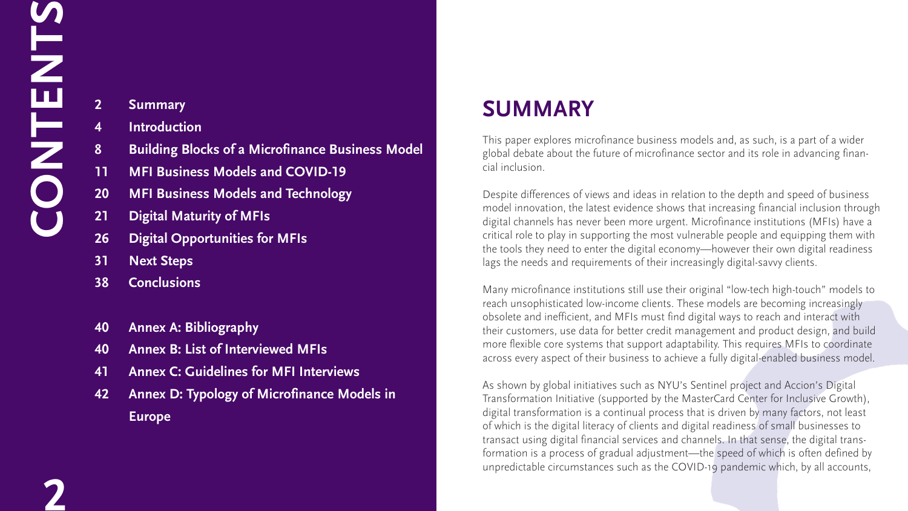# CONTENTS

| | |
|---|---|
| 2 | **Summary** |
| 4 | **Introduction** |
| 8 | **Building Blocks of a Microfinance Business Model** |
| 11 | **MFI Business Models and COVID-19** |
| 20 | **MFI Business Models and Technology** |
| 21 | **Digital Maturity of MFIs** |
| 26 | **Digital Opportunities for MFIs** |
| 31 | **Next Steps** |
| 38 | **Conclusions** |
| 40 | **Annex A: Bibliography** |
| 40 | **Annex B: List of Interviewed MFIs** |
| 41 | **Annex C: Guidelines for MFI Interviews** |
| 42 | **Annex D: Typology of Microfinance Models in Europe** |

## SUMMARY

This paper explores microfinance business models and, as such, is a part of a wider global debate about the future of microfinance sector and its role in advancing financial inclusion.

Despite differences of views and ideas in relation to the depth and speed of business model innovation, the latest evidence shows that increasing financial inclusion through digital channels has never been more urgent. Microfinance institutions (MFIs) have a critical role to play in supporting the most vulnerable people and equipping them with the tools they need to enter the digital economy—however their own digital readiness lags the needs and requirements of their increasingly digital-savvy clients.

Many microfinance institutions still use their original "low-tech high-touch" models to reach unsophisticated low-income clients. These models are becoming increasingly obsolete and inefficient, and MFIs must find digital ways to reach and interact with their customers, use data for better credit management and product design, and build more flexible core systems that support adaptability. This requires MFIs to coordinate across every aspect of their business to achieve a fully digital-enabled business model.

As shown by global initiatives such as NYU's Sentinel project and Accion's Digital Transformation Initiative (supported by the MasterCard Center for Inclusive Growth), digital transformation is a continual process that is driven by many factors, not least of which is the digital literacy of clients and digital readiness of small businesses to transact using digital financial services and channels. In that sense, the digital transformation is a process of gradual adjustment—the speed of which is often defined by unpredictable circumstances such as the COVID-19 pandemic which, by all accounts,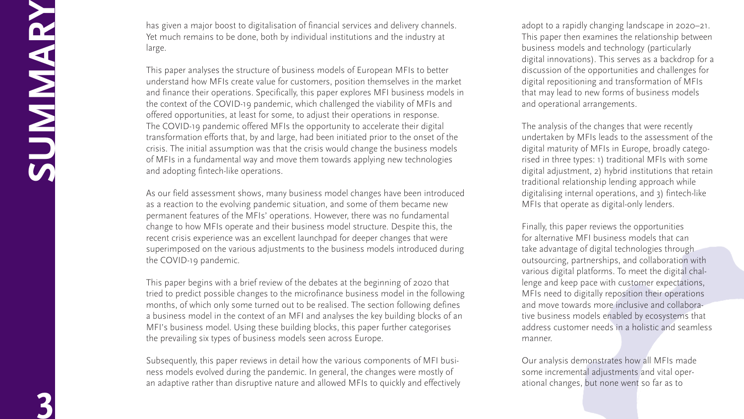# SUMMARY

has given a major boost to digitalisation of financial services and delivery channels. Yet much remains to be done, both by individual institutions and the industry at large.

This paper analyses the structure of business models of European MFIs to better understand how MFIs create value for customers, position themselves in the market and finance their operations. Specifically, this paper explores MFI business models in the context of the COVID-19 pandemic, which challenged the viability of MFIs and offered opportunities, at least for some, to adjust their operations in response. The COVID-19 pandemic offered MFIs the opportunity to accelerate their digital transformation efforts that, by and large, had been initiated prior to the onset of the crisis. The initial assumption was that the crisis would change the business models of MFIs in a fundamental way and move them towards applying new technologies and adopting fintech-like operations.

As our field assessment shows, many business model changes have been introduced as a reaction to the evolving pandemic situation, and some of them became new permanent features of the MFIs' operations. However, there was no fundamental change to how MFIs operate and their business model structure. Despite this, the recent crisis experience was an excellent launchpad for deeper changes that were superimposed on the various adjustments to the business models introduced during the COVID-19 pandemic.

This paper begins with a brief review of the debates at the beginning of 2020 that tried to predict possible changes to the microfinance business model in the following months, of which only some turned out to be realised. The section following defines a business model in the context of an MFI and analyses the key building blocks of an MFI's business model. Using these building blocks, this paper further categorises the prevailing six types of business models seen across Europe.

Subsequently, this paper reviews in detail how the various components of MFI business models evolved during the pandemic. In general, the changes were mostly of an adaptive rather than disruptive nature and allowed MFIs to quickly and effectively adopt to a rapidly changing landscape in 2020–21. This paper then examines the relationship between business models and technology (particularly digital innovations). This serves as a backdrop for a discussion of the opportunities and challenges for digital repositioning and transformation of MFIs that may lead to new forms of business models and operational arrangements.

The analysis of the changes that were recently undertaken by MFIs leads to the assessment of the digital maturity of MFIs in Europe, broadly categorised in three types: 1) traditional MFIs with some digital adjustment, 2) hybrid institutions that retain traditional relationship lending approach while digitalising internal operations, and 3) fintech-like MFIs that operate as digital-only lenders.

Finally, this paper reviews the opportunities for alternative MFI business models that can take advantage of digital technologies through outsourcing, partnerships, and collaboration with various digital platforms. To meet the digital challenge and keep pace with customer expectations, MFIs need to digitally reposition their operations and move towards more inclusive and collaborative business models enabled by ecosystems that address customer needs in a holistic and seamless manner.

Our analysis demonstrates how all MFIs made some incremental adjustments and vital operational changes, but none went so far as to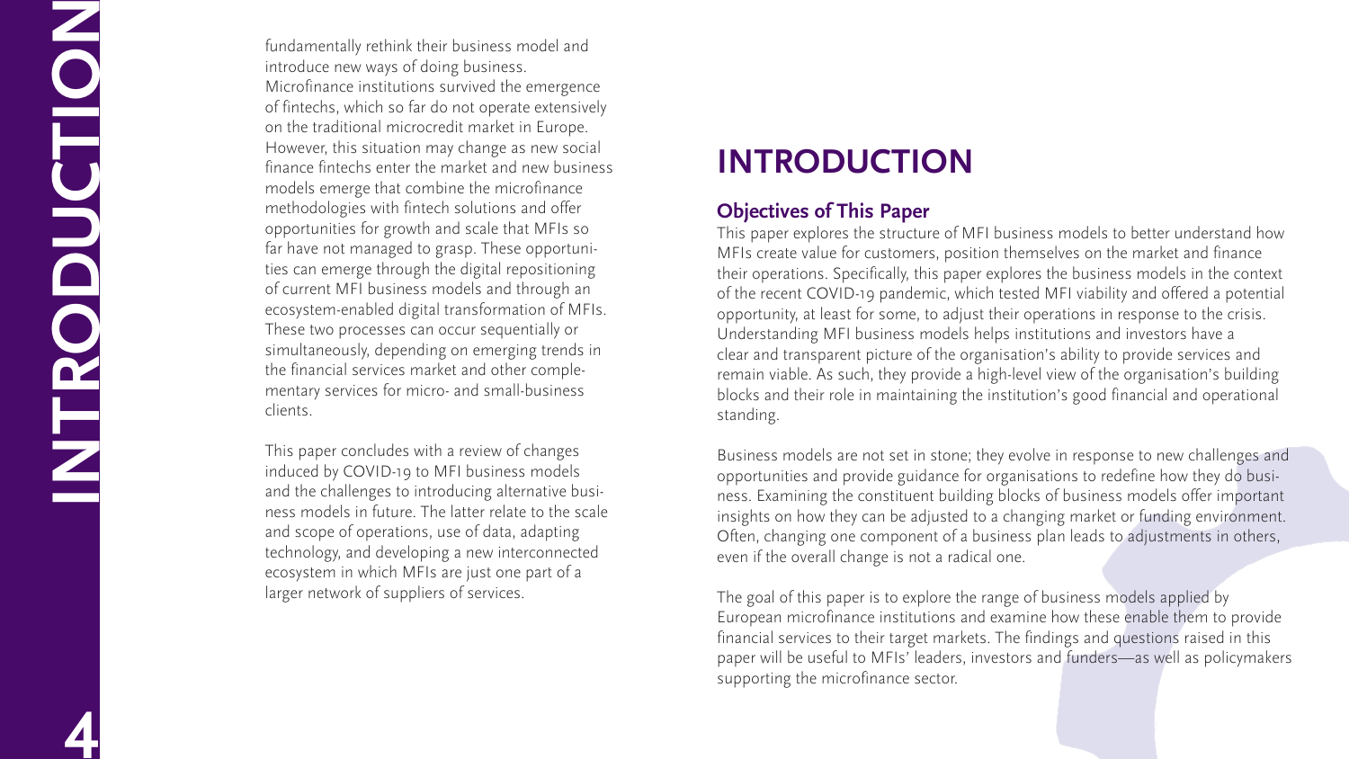fundamentally rethink their business model and introduce new ways of doing business. Microfinance institutions survived the emergence of fintechs, which so far do not operate extensively on the traditional microcredit market in Europe. However, this situation may change as new social finance fintechs enter the market and new business models emerge that combine the microfinance methodologies with fintech solutions and offer opportunities for growth and scale that MFIs so far have not managed to grasp. These opportunities can emerge through the digital repositioning of current MFI business models and through an ecosystem-enabled digital transformation of MFIs. These two processes can occur sequentially or simultaneously, depending on emerging trends in the financial services market and other complementary services for micro- and small-business clients.

This paper concludes with a review of changes induced by COVID-19 to MFI business models and the challenges to introducing alternative business models in future. The latter relate to the scale and scope of operations, use of data, adapting technology, and developing a new interconnected ecosystem in which MFIs are just one part of a larger network of suppliers of services.

# INTRODUCTION

## Objectives of This Paper

This paper explores the structure of MFI business models to better understand how MFIs create value for customers, position themselves on the market and finance their operations. Specifically, this paper explores the business models in the context of the recent COVID-19 pandemic, which tested MFI viability and offered a potential opportunity, at least for some, to adjust their operations in response to the crisis. Understanding MFI business models helps institutions and investors have a clear and transparent picture of the organisation's ability to provide services and remain viable. As such, they provide a high-level view of the organisation's building blocks and their role in maintaining the institution's good financial and operational standing.

Business models are not set in stone; they evolve in response to new challenges and opportunities and provide guidance for organisations to redefine how they do business. Examining the constituent building blocks of business models offer important insights on how they can be adjusted to a changing market or funding environment. Often, changing one component of a business plan leads to adjustments in others, even if the overall change is not a radical one.

The goal of this paper is to explore the range of business models applied by European microfinance institutions and examine how these enable them to provide financial services to their target markets. The findings and questions raised in this paper will be useful to MFIs' leaders, investors and funders—as well as policymakers supporting the microfinance sector.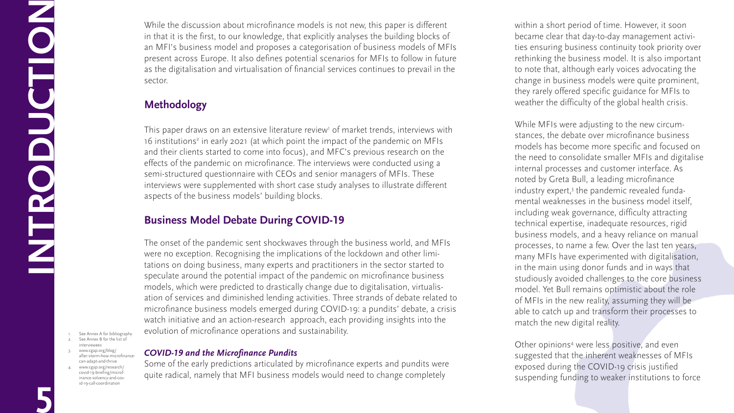While the discussion about microfinance models is not new, this paper is different in that it is the first, to our knowledge, that explicitly analyses the building blocks of an MFI's business model and proposes a categorisation of business models of MFIs present across Europe. It also defines potential scenarios for MFIs to follow in future as the digitalisation and virtualisation of financial services continues to prevail in the sector.

## Methodology

This paper draws on an extensive literature review[1] of market trends, interviews with 16 institutions[2] in early 2021 (at which point the impact of the pandemic on MFIs and their clients started to come into focus), and MFC's previous research on the effects of the pandemic on microfinance. The interviews were conducted using a semi-structured questionnaire with CEOs and senior managers of MFIs. These interviews were supplemented with short case study analyses to illustrate different aspects of the business models' building blocks.

## Business Model Debate During COVID-19

The onset of the pandemic sent shockwaves through the business world, and MFIs were no exception. Recognising the implications of the lockdown and other limitations on doing business, many experts and practitioners in the sector started to speculate around the potential impact of the pandemic on microfinance business models, which were predicted to drastically change due to digitalisation, virtualisation of services and diminished lending activities. Three strands of debate related to microfinance business models emerged during COVID-19: a pundits' debate, a crisis watch initiative and an action-research approach, each providing insights into the evolution of microfinance operations and sustainability.

### *COVID-19 and the Microfinance Pundits*

Some of the early predictions articulated by microfinance experts and pundits were quite radical, namely that MFI business models would need to change completely within a short period of time. However, it soon became clear that day-to-day management activities ensuring business continuity took priority over rethinking the business model. It is also important to note that, although early voices advocating the change in business models were quite prominent, they rarely offered specific guidance for MFIs to weather the difficulty of the global health crisis.

While MFIs were adjusting to the new circumstances, the debate over microfinance business models has become more specific and focused on the need to consolidate smaller MFIs and digitalise internal processes and customer interface. As noted by Greta Bull, a leading microfinance industry expert,[3] the pandemic revealed fundamental weaknesses in the business model itself, including weak governance, difficulty attracting technical expertise, inadequate resources, rigid business models, and a heavy reliance on manual processes, to name a few. Over the last ten years, many MFIs have experimented with digitalisation, in the main using donor funds and in ways that studiously avoided challenges to the core business model. Yet Bull remains optimistic about the role of MFIs in the new reality, assuming they will be able to catch up and transform their processes to match the new digital reality.

Other opinions[4] were less positive, and even suggested that the inherent weaknesses of MFIs exposed during the COVID-19 crisis justified suspending funding to weaker institutions to force

---

1. See Annex A for bibliography
2. See Annex B for the list of interviewees
3. www.cgap.org/blog/after-storm-how-microfinance-can-adapt-and-thrive
4. www.cgap.org/research/covid-19-briefing/microfinance-solvency-and-covid-19-call-coordination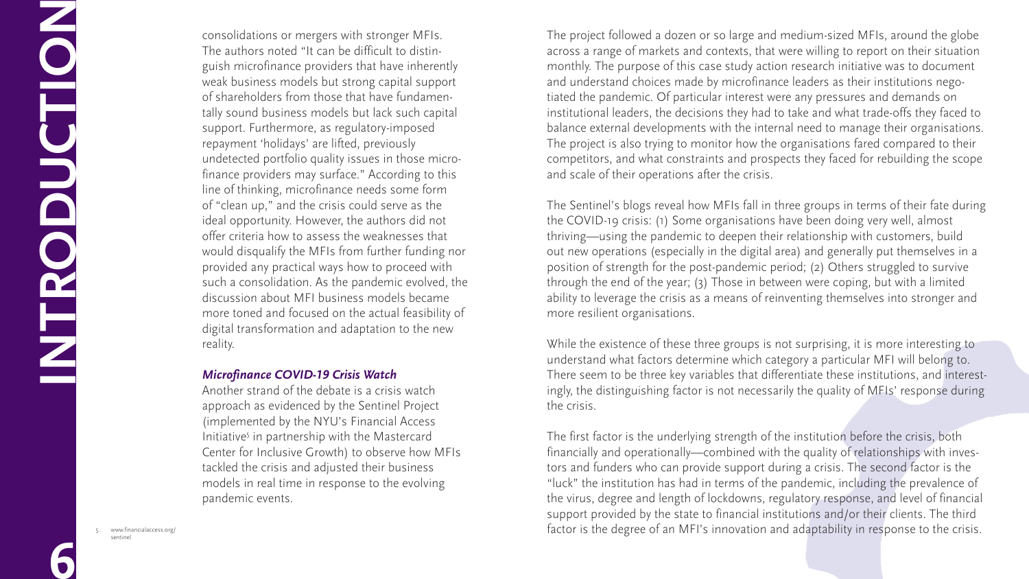consolidations or mergers with stronger MFIs. The authors noted "It can be difficult to distinguish microfinance providers that have inherently weak business models but strong capital support of shareholders from those that have fundamentally sound business models but lack such capital support. Furthermore, as regulatory-imposed repayment 'holidays' are lifted, previously undetected portfolio quality issues in those microfinance providers may surface." According to this line of thinking, microfinance needs some form of "clean up," and the crisis could serve as the ideal opportunity. However, the authors did not offer criteria how to assess the weaknesses that would disqualify the MFIs from further funding nor provided any practical ways how to proceed with such a consolidation. As the pandemic evolved, the discussion about MFI business models became more toned and focused on the actual feasibility of digital transformation and adaptation to the new reality.

### *Microfinance COVID-19 Crisis Watch*

Another strand of the debate is a crisis watch approach as evidenced by the Sentinel Project (implemented by the NYU's Financial Access Initiative[5] in partnership with the Mastercard Center for Inclusive Growth) to observe how MFIs tackled the crisis and adjusted their business models in real time in response to the evolving pandemic events.

The project followed a dozen or so large and medium-sized MFIs, around the globe across a range of markets and contexts, that were willing to report on their situation monthly. The purpose of this case study action research initiative was to document and understand choices made by microfinance leaders as their institutions negotiated the pandemic. Of particular interest were any pressures and demands on institutional leaders, the decisions they had to take and what trade-offs they faced to balance external developments with the internal need to manage their organisations. The project is also trying to monitor how the organisations fared compared to their competitors, and what constraints and prospects they faced for rebuilding the scope and scale of their operations after the crisis.

The Sentinel's blogs reveal how MFIs fall in three groups in terms of their fate during the COVID-19 crisis: (1) Some organisations have been doing very well, almost thriving—using the pandemic to deepen their relationship with customers, build out new operations (especially in the digital area) and generally put themselves in a position of strength for the post-pandemic period; (2) Others struggled to survive through the end of the year; (3) Those in between were coping, but with a limited ability to leverage the crisis as a means of reinventing themselves into stronger and more resilient organisations.

While the existence of these three groups is not surprising, it is more interesting to understand what factors determine which category a particular MFI will belong to. There seem to be three key variables that differentiate these institutions, and interestingly, the distinguishing factor is not necessarily the quality of MFIs' response during the crisis.

The first factor is the underlying strength of the institution before the crisis, both financially and operationally—combined with the quality of relationships with investors and funders who can provide support during a crisis. The second factor is the "luck" the institution has had in terms of the pandemic, including the prevalence of the virus, degree and length of lockdowns, regulatory response, and level of financial support provided by the state to financial institutions and/or their clients. The third factor is the degree of an MFI's innovation and adaptability in response to the crisis.

5. www.financialaccess.org/sentinel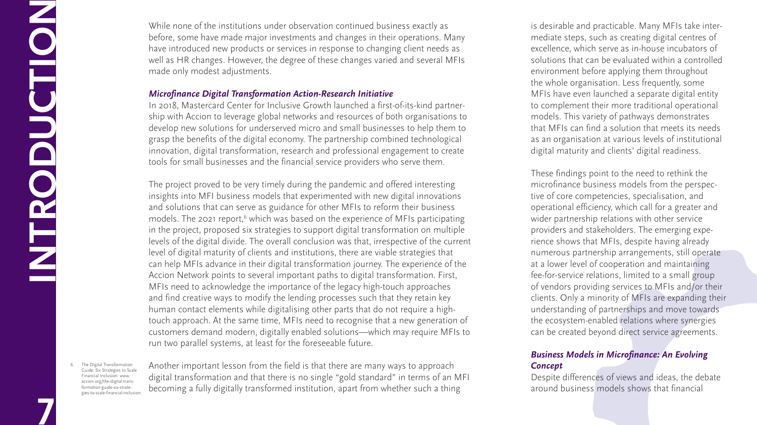While none of the institutions under observation continued business exactly as before, some have made major investments and changes in their operations. Many have introduced new products or services in response to changing client needs as well as HR changes. However, the degree of these changes varied and several MFIs made only modest adjustments.

### *Microfinance Digital Transformation Action-Research Initiative*

In 2018, Mastercard Center for Inclusive Growth launched a first-of-its-kind partnership with Accion to leverage global networks and resources of both organisations to develop new solutions for underserved micro and small businesses to help them to grasp the benefits of the digital economy. The partnership combined technological innovation, digital transformation, research and professional engagement to create tools for small businesses and the financial service providers who serve them.

The project proved to be very timely during the pandemic and offered interesting insights into MFI business models that experimented with new digital innovations and solutions that can serve as guidance for other MFIs to reform their business models. The 2021 report,[6] which was based on the experience of MFIs participating in the project, proposed six strategies to support digital transformation on multiple levels of the digital divide. The overall conclusion was that, irrespective of the current level of digital maturity of clients and institutions, there are viable strategies that can help MFIs advance in their digital transformation journey. The experience of the Accion Network points to several important paths to digital transformation. First, MFIs need to acknowledge the importance of the legacy high-touch approaches and find creative ways to modify the lending processes such that they retain key human contact elements while digitalising other parts that do not require a high-touch approach. At the same time, MFIs need to recognise that a new generation of customers demand modern, digitally enabled solutions—which may require MFIs to run two parallel systems, at least for the foreseeable future.

Another important lesson from the field is that there are many ways to approach digital transformation and that there is no single "gold standard" in terms of an MFI becoming a fully digitally transformed institution, apart from whether such a thing is desirable and practicable. Many MFIs take intermediate steps, such as creating digital centres of excellence, which serve as in-house incubators of solutions that can be evaluated within a controlled environment before applying them throughout the whole organisation. Less frequently, some MFIs have even launched a separate digital entity to complement their more traditional operational models. This variety of pathways demonstrates that MFIs can find a solution that meets its needs as an organisation at various levels of institutional digital maturity and clients' digital readiness.

These findings point to the need to rethink the microfinance business models from the perspective of core competencies, specialisation, and operational efficiency, which call for a greater and wider partnership relations with other service providers and stakeholders. The emerging experience shows that MFIs, despite having already numerous partnership arrangements, still operate at a lower level of cooperation and maintaining fee-for-service relations, limited to a small group of vendors providing services to MFIs and/or their clients. Only a minority of MFIs are expanding their understanding of partnerships and move towards the ecosystem-enabled relations where synergies can be created beyond direct service agreements.

### *Business Models in Microfinance: An Evolving Concept*

Despite differences of views and ideas, the debate around business models shows that financial

6. The Digital Transformation Guide: Six Strategies to Scale Financial Inclusion: www.accion.org/the-digital-transformation-guide-six-strategies-to-scale-financial-inclusion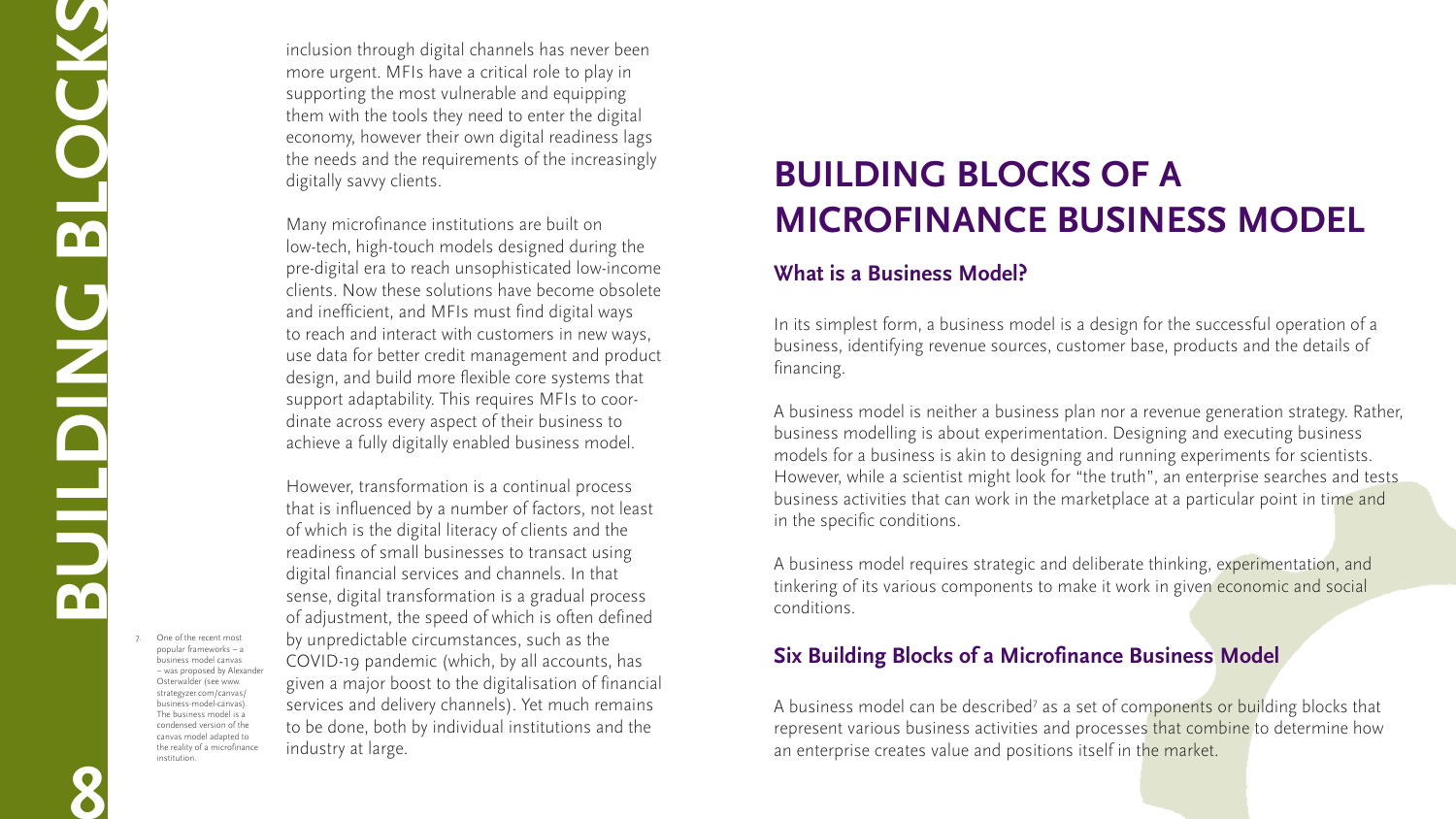inclusion through digital channels has never been more urgent. MFIs have a critical role to play in supporting the most vulnerable and equipping them with the tools they need to enter the digital economy, however their own digital readiness lags the needs and the requirements of the increasingly digitally savvy clients.

Many microfinance institutions are built on low-tech, high-touch models designed during the pre-digital era to reach unsophisticated low-income clients. Now these solutions have become obsolete and inefficient, and MFIs must find digital ways to reach and interact with customers in new ways, use data for better credit management and product design, and build more flexible core systems that support adaptability. This requires MFIs to coordinate across every aspect of their business to achieve a fully digitally enabled business model.

However, transformation is a continual process that is influenced by a number of factors, not least of which is the digital literacy of clients and the readiness of small businesses to transact using digital financial services and channels. In that sense, digital transformation is a gradual process of adjustment, the speed of which is often defined by unpredictable circumstances, such as the COVID-19 pandemic (which, by all accounts, has given a major boost to the digitalisation of financial services and delivery channels). Yet much remains to be done, both by individual institutions and the industry at large.

# BUILDING BLOCKS OF A MICROFINANCE BUSINESS MODEL

## What is a Business Model?

In its simplest form, a business model is a design for the successful operation of a business, identifying revenue sources, customer base, products and the details of financing.

A business model is neither a business plan nor a revenue generation strategy. Rather, business modelling is about experimentation. Designing and executing business models for a business is akin to designing and running experiments for scientists. However, while a scientist might look for "the truth", an enterprise searches and tests business activities that can work in the marketplace at a particular point in time and in the specific conditions.

A business model requires strategic and deliberate thinking, experimentation, and tinkering of its various components to make it work in given economic and social conditions.

## Six Building Blocks of a Microfinance Business Model

A business model can be described[7] as a set of components or building blocks that represent various business activities and processes that combine to determine how an enterprise creates value and positions itself in the market.

7. One of the recent most popular frameworks – a business model canvas – was proposed by Alexander Osterwalder (see www.strategyzer.com/canvas/business-model-canvas). The business model is a condensed version of the canvas model adapted to the reality of a microfinance institution.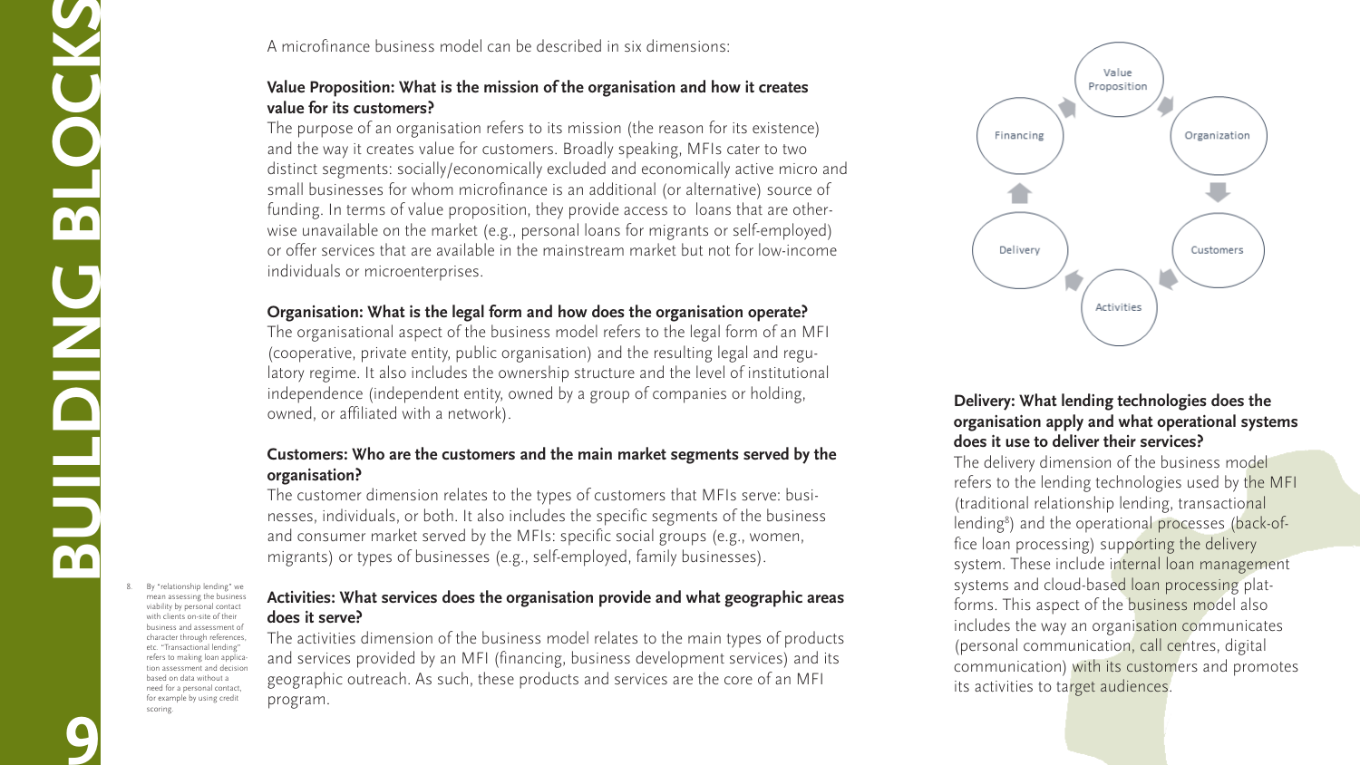A microfinance business model can be described in six dimensions:

**Value Proposition: What is the mission of the organisation and how it creates value for its customers?**

The purpose of an organisation refers to its mission (the reason for its existence) and the way it creates value for customers. Broadly speaking, MFIs cater to two distinct segments: socially/economically excluded and economically active micro and small businesses for whom microfinance is an additional (or alternative) source of funding. In terms of value proposition, they provide access to loans that are otherwise unavailable on the market (e.g., personal loans for migrants or self-employed) or offer services that are available in the mainstream market but not for low-income individuals or microenterprises.

**Organisation: What is the legal form and how does the organisation operate?**

The organisational aspect of the business model refers to the legal form of an MFI (cooperative, private entity, public organisation) and the resulting legal and regulatory regime. It also includes the ownership structure and the level of institutional independence (independent entity, owned by a group of companies or holding, owned, or affiliated with a network).

**Customers: Who are the customers and the main market segments served by the organisation?**

The customer dimension relates to the types of customers that MFIs serve: businesses, individuals, or both. It also includes the specific segments of the business and consumer market served by the MFIs: specific social groups (e.g., women, migrants) or types of businesses (e.g., self-employed, family businesses).

**Activities: What services does the organisation provide and what geographic areas does it serve?**

The activities dimension of the business model relates to the main types of products and services provided by an MFI (financing, business development services) and its geographic outreach. As such, these products and services are the core of an MFI program.

Value Proposition → Organization → Customers → Activities → Delivery → Financing → Value Proposition

**Delivery: What lending technologies does the organisation apply and what operational systems does it use to deliver their services?**

The delivery dimension of the business model refers to the lending technologies used by the MFI (traditional relationship lending, transactional lending[8]) and the operational processes (back-office loan processing) supporting the delivery system. These include internal loan management systems and cloud-based loan processing platforms. This aspect of the business model also includes the way an organisation communicates (personal communication, call centres, digital communication) with its customers and promotes its activities to target audiences.

8. By "relationship lending" we mean assessing the business viability by personal contact with clients on-site of their business and assessment of character through references, etc. "Transactional lending" refers to making loan application assessment and decision based on data without a need for a personal contact, for example by using credit scoring.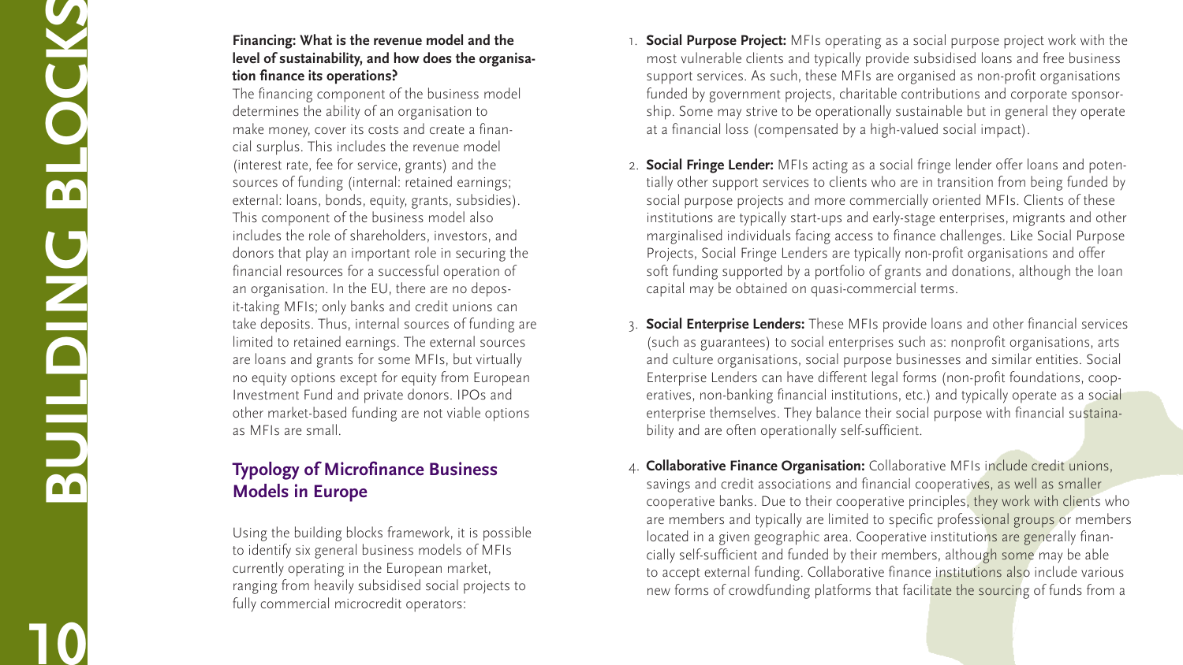**Financing: What is the revenue model and the level of sustainability, and how does the organisation finance its operations?**

The financing component of the business model determines the ability of an organisation to make money, cover its costs and create a financial surplus. This includes the revenue model (interest rate, fee for service, grants) and the sources of funding (internal: retained earnings; external: loans, bonds, equity, grants, subsidies). This component of the business model also includes the role of shareholders, investors, and donors that play an important role in securing the financial resources for a successful operation of an organisation. In the EU, there are no deposit-taking MFIs; only banks and credit unions can take deposits. Thus, internal sources of funding are limited to retained earnings. The external sources are loans and grants for some MFIs, but virtually no equity options except for equity from European Investment Fund and private donors. IPOs and other market-based funding are not viable options as MFIs are small.

## Typology of Microfinance Business Models in Europe

Using the building blocks framework, it is possible to identify six general business models of MFIs currently operating in the European market, ranging from heavily subsidised social projects to fully commercial microcredit operators:

1. **Social Purpose Project:** MFIs operating as a social purpose project work with the most vulnerable clients and typically provide subsidised loans and free business support services. As such, these MFIs are organised as non-profit organisations funded by government projects, charitable contributions and corporate sponsorship. Some may strive to be operationally sustainable but in general they operate at a financial loss (compensated by a high-valued social impact).

2. **Social Fringe Lender:** MFIs acting as a social fringe lender offer loans and potentially other support services to clients who are in transition from being funded by social purpose projects and more commercially oriented MFIs. Clients of these institutions are typically start-ups and early-stage enterprises, migrants and other marginalised individuals facing access to finance challenges. Like Social Purpose Projects, Social Fringe Lenders are typically non-profit organisations and offer soft funding supported by a portfolio of grants and donations, although the loan capital may be obtained on quasi-commercial terms.

3. **Social Enterprise Lenders:** These MFIs provide loans and other financial services (such as guarantees) to social enterprises such as: nonprofit organisations, arts and culture organisations, social purpose businesses and similar entities. Social Enterprise Lenders can have different legal forms (non-profit foundations, cooperatives, non-banking financial institutions, etc.) and typically operate as a social enterprise themselves. They balance their social purpose with financial sustainability and are often operationally self-sufficient.

4. **Collaborative Finance Organisation:** Collaborative MFIs include credit unions, savings and credit associations and financial cooperatives, as well as smaller cooperative banks. Due to their cooperative principles, they work with clients who are members and typically are limited to specific professional groups or members located in a given geographic area. Cooperative institutions are generally financially self-sufficient and funded by their members, although some may be able to accept external funding. Collaborative finance institutions also include various new forms of crowdfunding platforms that facilitate the sourcing of funds from a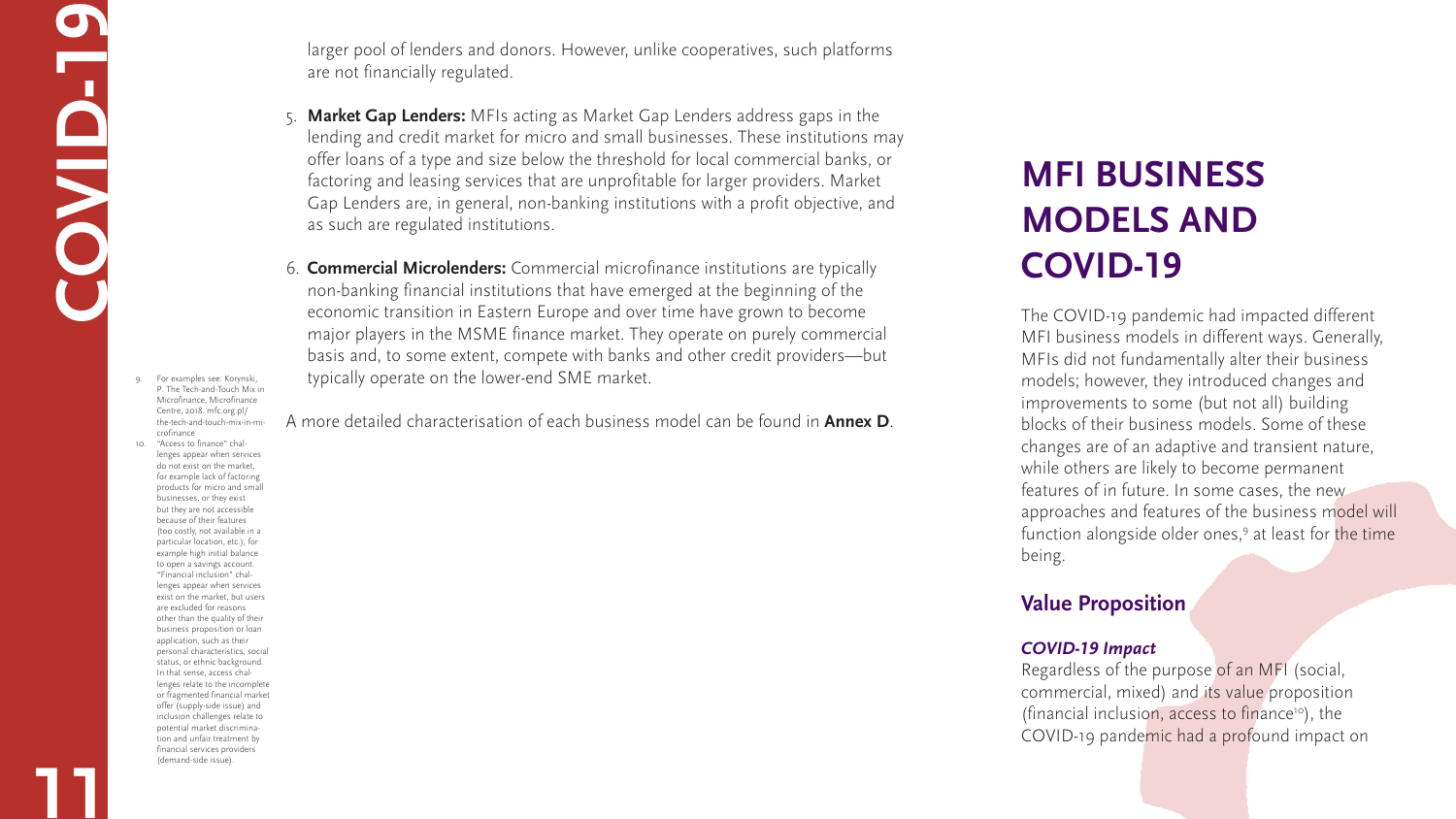larger pool of lenders and donors. However, unlike cooperatives, such platforms are not financially regulated.

5. **Market Gap Lenders:** MFIs acting as Market Gap Lenders address gaps in the lending and credit market for micro and small businesses. These institutions may offer loans of a type and size below the threshold for local commercial banks, or factoring and leasing services that are unprofitable for larger providers. Market Gap Lenders are, in general, non-banking institutions with a profit objective, and as such are regulated institutions.

6. **Commercial Microlenders:** Commercial microfinance institutions are typically non-banking financial institutions that have emerged at the beginning of the economic transition in Eastern Europe and over time have grown to become major players in the MSME finance market. They operate on purely commercial basis and, to some extent, compete with banks and other credit providers—but typically operate on the lower-end SME market.

A more detailed characterisation of each business model can be found in **Annex D**.

# MFI BUSINESS MODELS AND COVID-19

The COVID-19 pandemic had impacted different MFI business models in different ways. Generally, MFIs did not fundamentally alter their business models; however, they introduced changes and improvements to some (but not all) building blocks of their business models. Some of these changes are of an adaptive and transient nature, while others are likely to become permanent features of in future. In some cases, the new approaches and features of the business model will function alongside older ones,[9] at least for the time being.

## Value Proposition

### *COVID-19 Impact*

Regardless of the purpose of an MFI (social, commercial, mixed) and its value proposition (financial inclusion, access to finance[10]), the COVID-19 pandemic had a profound impact on

---

9. For examples see: Korynski, P. The Tech-and-Touch Mix in Microfinance, Microfinance Centre, 2018. mfc.org.pl/the-tech-and-touch-mix-in-microfinance

10. "Access to finance" challenges appear when services do not exist on the market, for example lack of factoring products for micro and small businesses, or they exist but they are not accessible because of their features (too costly, not available in a particular location, etc.), for example high initial balance to open a savings account. "Financial inclusion" challenges appear when services exist on the market, but users are excluded for reasons other than the quality of their business proposition or loan application, such as their personal characteristics, social status, or ethnic background. In that sense, access challenges relate to the incomplete or fragmented financial market offer (supply-side issue) and inclusion challenges relate to potential market discrimination and unfair treatment by financial services providers (demand-side issue).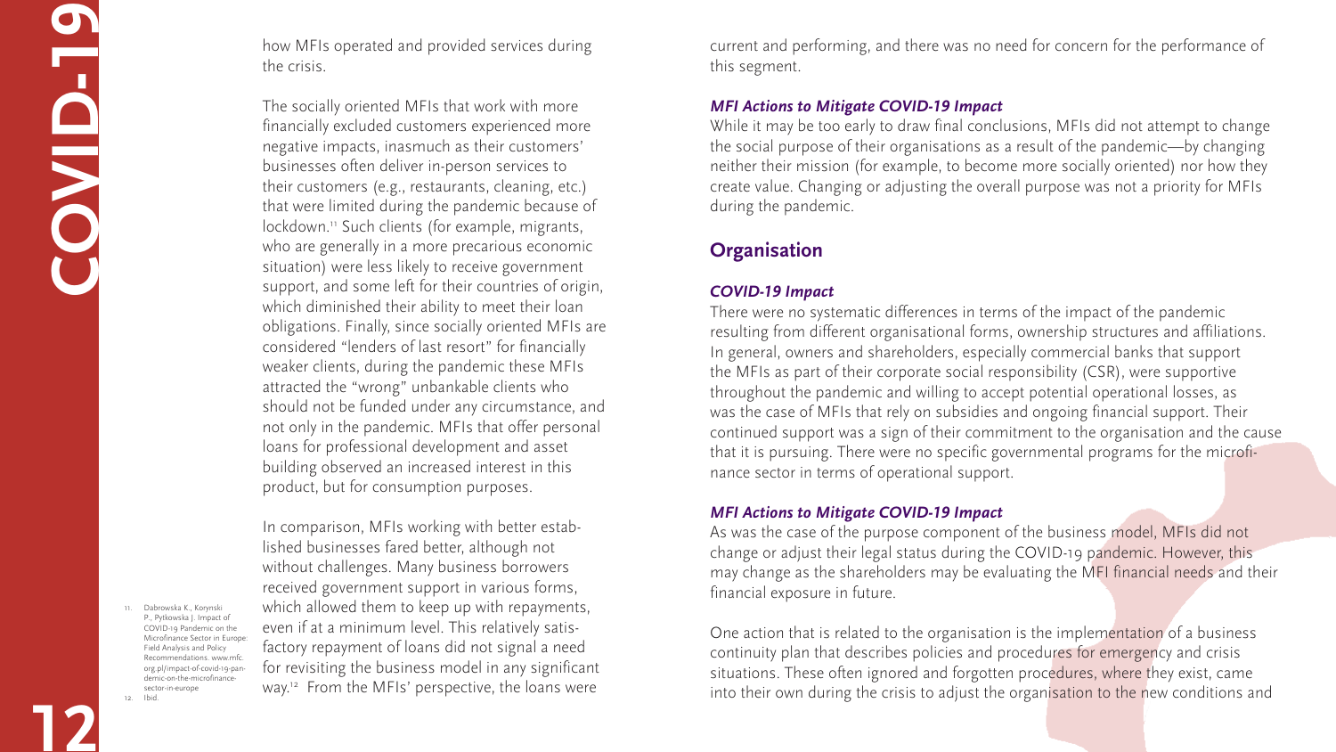how MFIs operated and provided services during the crisis.

The socially oriented MFIs that work with more financially excluded customers experienced more negative impacts, inasmuch as their customers' businesses often deliver in-person services to their customers (e.g., restaurants, cleaning, etc.) that were limited during the pandemic because of lockdown.[11] Such clients (for example, migrants, who are generally in a more precarious economic situation) were less likely to receive government support, and some left for their countries of origin, which diminished their ability to meet their loan obligations. Finally, since socially oriented MFIs are considered "lenders of last resort" for financially weaker clients, during the pandemic these MFIs attracted the "wrong" unbankable clients who should not be funded under any circumstance, and not only in the pandemic. MFIs that offer personal loans for professional development and asset building observed an increased interest in this product, but for consumption purposes.

In comparison, MFIs working with better established businesses fared better, although not without challenges. Many business borrowers received government support in various forms, which allowed them to keep up with repayments, even if at a minimum level. This relatively satisfactory repayment of loans did not signal a need for revisiting the business model in any significant way.[12] From the MFIs' perspective, the loans were current and performing, and there was no need for concern for the performance of this segment.

### *MFI Actions to Mitigate COVID-19 Impact*

While it may be too early to draw final conclusions, MFIs did not attempt to change the social purpose of their organisations as a result of the pandemic—by changing neither their mission (for example, to become more socially oriented) nor how they create value. Changing or adjusting the overall purpose was not a priority for MFIs during the pandemic.

## Organisation

### *COVID-19 Impact*

There were no systematic differences in terms of the impact of the pandemic resulting from different organisational forms, ownership structures and affiliations. In general, owners and shareholders, especially commercial banks that support the MFIs as part of their corporate social responsibility (CSR), were supportive throughout the pandemic and willing to accept potential operational losses, as was the case of MFIs that rely on subsidies and ongoing financial support. Their continued support was a sign of their commitment to the organisation and the cause that it is pursuing. There were no specific governmental programs for the microfinance sector in terms of operational support.

### *MFI Actions to Mitigate COVID-19 Impact*

As was the case of the purpose component of the business model, MFIs did not change or adjust their legal status during the COVID-19 pandemic. However, this may change as the shareholders may be evaluating the MFI financial needs and their financial exposure in future.

One action that is related to the organisation is the implementation of a business continuity plan that describes policies and procedures for emergency and crisis situations. These often ignored and forgotten procedures, where they exist, came into their own during the crisis to adjust the organisation to the new conditions and

11. Dabrowska K., Korynski P., Pytkowska J. Impact of COVID-19 Pandemic on the Microfinance Sector in Europe: Field Analysis and Policy Recommendations. www.mfc.org.pl/impact-of-covid-19-pandemic-on-the-microfinance-sector-in-europe
12. Ibid.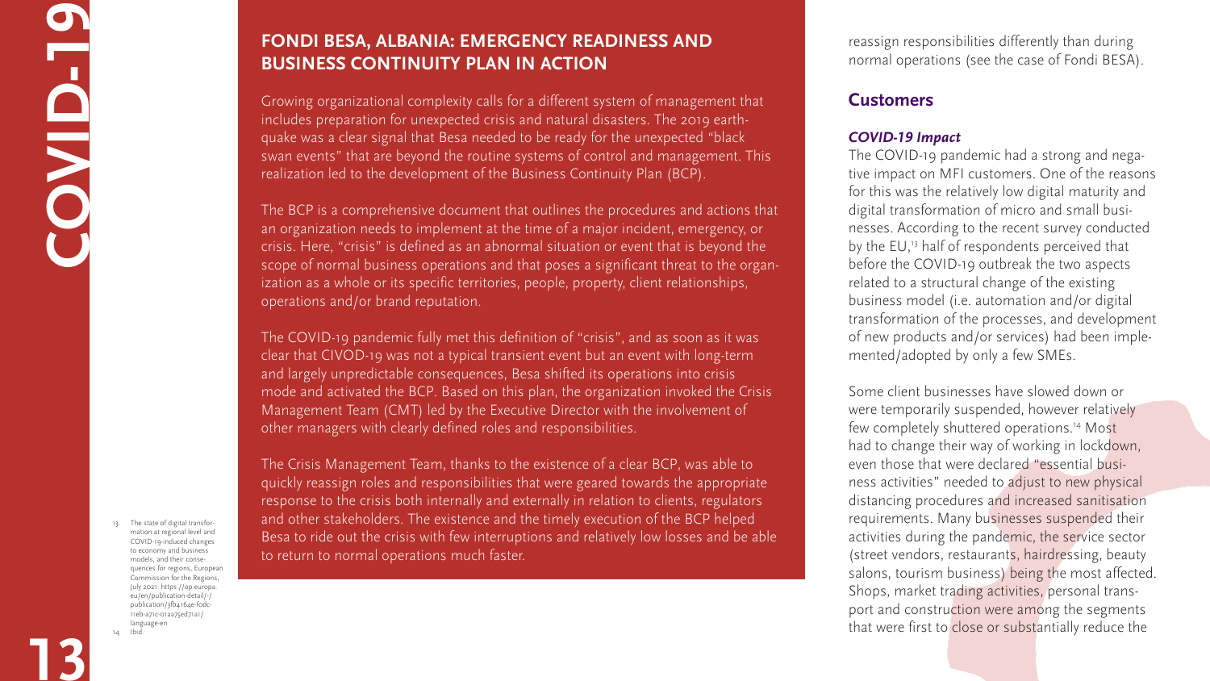## FONDI BESA, ALBANIA: EMERGENCY READINESS AND BUSINESS CONTINUITY PLAN IN ACTION

Growing organizational complexity calls for a different system of management that includes preparation for unexpected crisis and natural disasters. The 2019 earthquake was a clear signal that Besa needed to be ready for the unexpected "black swan events" that are beyond the routine systems of control and management. This realization led to the development of the Business Continuity Plan (BCP).

The BCP is a comprehensive document that outlines the procedures and actions that an organization needs to implement at the time of a major incident, emergency, or crisis. Here, "crisis" is defined as an abnormal situation or event that is beyond the scope of normal business operations and that poses a significant threat to the organization as a whole or its specific territories, people, property, client relationships, operations and/or brand reputation.

The COVID-19 pandemic fully met this definition of "crisis", and as soon as it was clear that CIVOD-19 was not a typical transient event but an event with long-term and largely unpredictable consequences, Besa shifted its operations into crisis mode and activated the BCP. Based on this plan, the organization invoked the Crisis Management Team (CMT) led by the Executive Director with the involvement of other managers with clearly defined roles and responsibilities.

The Crisis Management Team, thanks to the existence of a clear BCP, was able to quickly reassign roles and responsibilities that were geared towards the appropriate response to the crisis both internally and externally in relation to clients, regulators and other stakeholders. The existence and the timely execution of the BCP helped Besa to ride out the crisis with few interruptions and relatively low losses and be able to return to normal operations much faster.

reassign responsibilities differently than during normal operations (see the case of Fondi BESA).

## Customers

### *COVID-19 Impact*

The COVID-19 pandemic had a strong and negative impact on MFI customers. One of the reasons for this was the relatively low digital maturity and digital transformation of micro and small businesses. According to the recent survey conducted by the EU,[13] half of respondents perceived that before the COVID-19 outbreak the two aspects related to a structural change of the existing business model (i.e. automation and/or digital transformation of the processes, and development of new products and/or services) had been implemented/adopted by only a few SMEs.

Some client businesses have slowed down or were temporarily suspended, however relatively few completely shuttered operations.[14] Most had to change their way of working in lockdown, even those that were declared "essential business activities" needed to adjust to new physical distancing procedures and increased sanitisation requirements. Many businesses suspended their activities during the pandemic, the service sector (street vendors, restaurants, hairdressing, beauty salons, tourism business) being the most affected. Shops, market trading activities, personal transport and construction were among the segments that were first to close or substantially reduce the

13. The state of digital transformation at regional level and COVID-19-induced changes to economy and business models, and their consequences for regions, European Commission for the Regions, July 2021. https://op.europa.eu/en/publication-detail/-/publication/3fb4164e-f0dc-11eb-a71c-01aa75ed71a1/language-en
14. Ibid.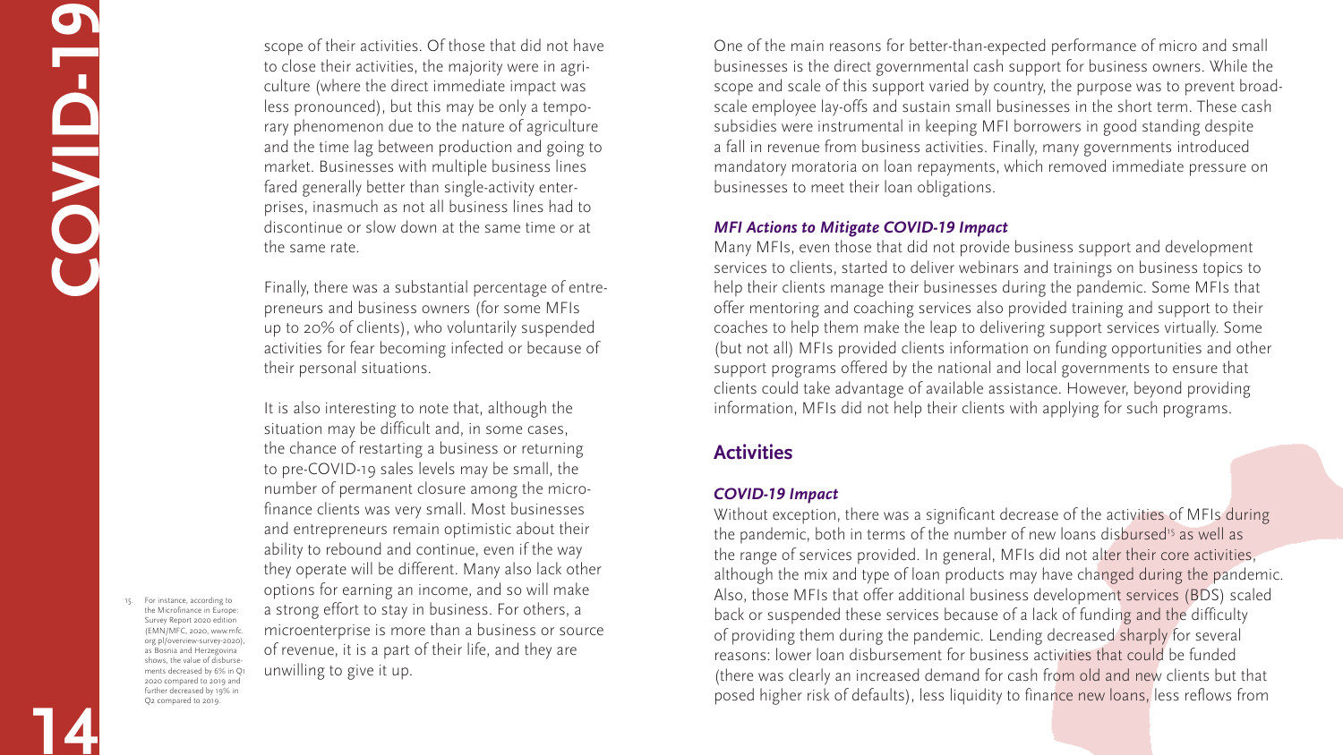scope of their activities. Of those that did not have to close their activities, the majority were in agriculture (where the direct immediate impact was less pronounced), but this may be only a temporary phenomenon due to the nature of agriculture and the time lag between production and going to market. Businesses with multiple business lines fared generally better than single-activity enterprises, inasmuch as not all business lines had to discontinue or slow down at the same time or at the same rate.

Finally, there was a substantial percentage of entrepreneurs and business owners (for some MFIs up to 20% of clients), who voluntarily suspended activities for fear becoming infected or because of their personal situations.

It is also interesting to note that, although the situation may be difficult and, in some cases, the chance of restarting a business or returning to pre-COVID-19 sales levels may be small, the number of permanent closure among the microfinance clients was very small. Most businesses and entrepreneurs remain optimistic about their ability to rebound and continue, even if the way they operate will be different. Many also lack other options for earning an income, and so will make a strong effort to stay in business. For others, a microenterprise is more than a business or source of revenue, it is a part of their life, and they are unwilling to give it up.

One of the main reasons for better-than-expected performance of micro and small businesses is the direct governmental cash support for business owners. While the scope and scale of this support varied by country, the purpose was to prevent broad-scale employee lay-offs and sustain small businesses in the short term. These cash subsidies were instrumental in keeping MFI borrowers in good standing despite a fall in revenue from business activities. Finally, many governments introduced mandatory moratoria on loan repayments, which removed immediate pressure on businesses to meet their loan obligations.

### *MFI Actions to Mitigate COVID-19 Impact*

Many MFIs, even those that did not provide business support and development services to clients, started to deliver webinars and trainings on business topics to help their clients manage their businesses during the pandemic. Some MFIs that offer mentoring and coaching services also provided training and support to their coaches to help them make the leap to delivering support services virtually. Some (but not all) MFIs provided clients information on funding opportunities and other support programs offered by the national and local governments to ensure that clients could take advantage of available assistance. However, beyond providing information, MFIs did not help their clients with applying for such programs.

## Activities

### *COVID-19 Impact*

Without exception, there was a significant decrease of the activities of MFIs during the pandemic, both in terms of the number of new loans disbursed[15] as well as the range of services provided. In general, MFIs did not alter their core activities, although the mix and type of loan products may have changed during the pandemic. Also, those MFIs that offer additional business development services (BDS) scaled back or suspended these services because of a lack of funding and the difficulty of providing them during the pandemic. Lending decreased sharply for several reasons: lower loan disbursement for business activities that could be funded (there was clearly an increased demand for cash from old and new clients but that posed higher risk of defaults), less liquidity to finance new loans, less reflows from

15. For instance, according to the Microfinance in Europe: Survey Report 2020 edition (EMN/MFC, 2020, www.mfc.org.pl/overview-survey-2020), as Bosnia and Herzegovina shows, the value of disbursements decreased by 6% in Q1 2020 compared to 2019 and further decreased by 19% in Q2 compared to 2019.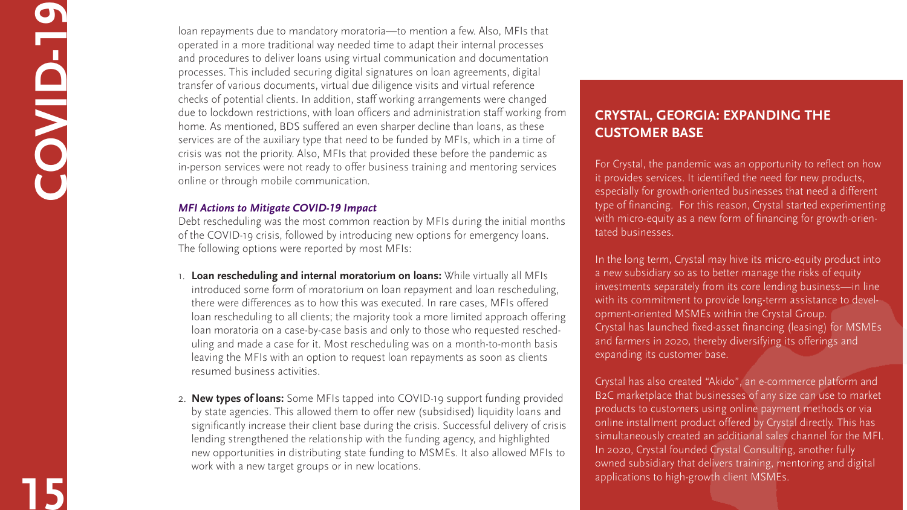loan repayments due to mandatory moratoria—to mention a few. Also, MFIs that operated in a more traditional way needed time to adapt their internal processes and procedures to deliver loans using virtual communication and documentation processes. This included securing digital signatures on loan agreements, digital transfer of various documents, virtual due diligence visits and virtual reference checks of potential clients. In addition, staff working arrangements were changed due to lockdown restrictions, with loan officers and administration staff working from home. As mentioned, BDS suffered an even sharper decline than loans, as these services are of the auxiliary type that need to be funded by MFIs, which in a time of crisis was not the priority. Also, MFIs that provided these before the pandemic as in-person services were not ready to offer business training and mentoring services online or through mobile communication.

***MFI Actions to Mitigate COVID-19 Impact***

Debt rescheduling was the most common reaction by MFIs during the initial months of the COVID-19 crisis, followed by introducing new options for emergency loans. The following options were reported by most MFIs:

1. **Loan rescheduling and internal moratorium on loans:** While virtually all MFIs introduced some form of moratorium on loan repayment and loan rescheduling, there were differences as to how this was executed. In rare cases, MFIs offered loan rescheduling to all clients; the majority took a more limited approach offering loan moratoria on a case-by-case basis and only to those who requested rescheduling and made a case for it. Most rescheduling was on a month-to-month basis leaving the MFIs with an option to request loan repayments as soon as clients resumed business activities.

2. **New types of loans:** Some MFIs tapped into COVID-19 support funding provided by state agencies. This allowed them to offer new (subsidised) liquidity loans and significantly increase their client base during the crisis. Successful delivery of crisis lending strengthened the relationship with the funding agency, and highlighted new opportunities in distributing state funding to MSMEs. It also allowed MFIs to work with a new target groups or in new locations.

## CRYSTAL, GEORGIA: EXPANDING THE CUSTOMER BASE

For Crystal, the pandemic was an opportunity to reflect on how it provides services. It identified the need for new products, especially for growth-oriented businesses that need a different type of financing. For this reason, Crystal started experimenting with micro-equity as a new form of financing for growth-orientated businesses.

In the long term, Crystal may hive its micro-equity product into a new subsidiary so as to better manage the risks of equity investments separately from its core lending business—in line with its commitment to provide long-term assistance to development-oriented MSMEs within the Crystal Group. Crystal has launched fixed-asset financing (leasing) for MSMEs and farmers in 2020, thereby diversifying its offerings and expanding its customer base.

Crystal has also created "Akido", an e-commerce platform and B2C marketplace that businesses of any size can use to market products to customers using online payment methods or via online installment product offered by Crystal directly. This has simultaneously created an additional sales channel for the MFI. In 2020, Crystal founded Crystal Consulting, another fully owned subsidiary that delivers training, mentoring and digital applications to high-growth client MSMEs.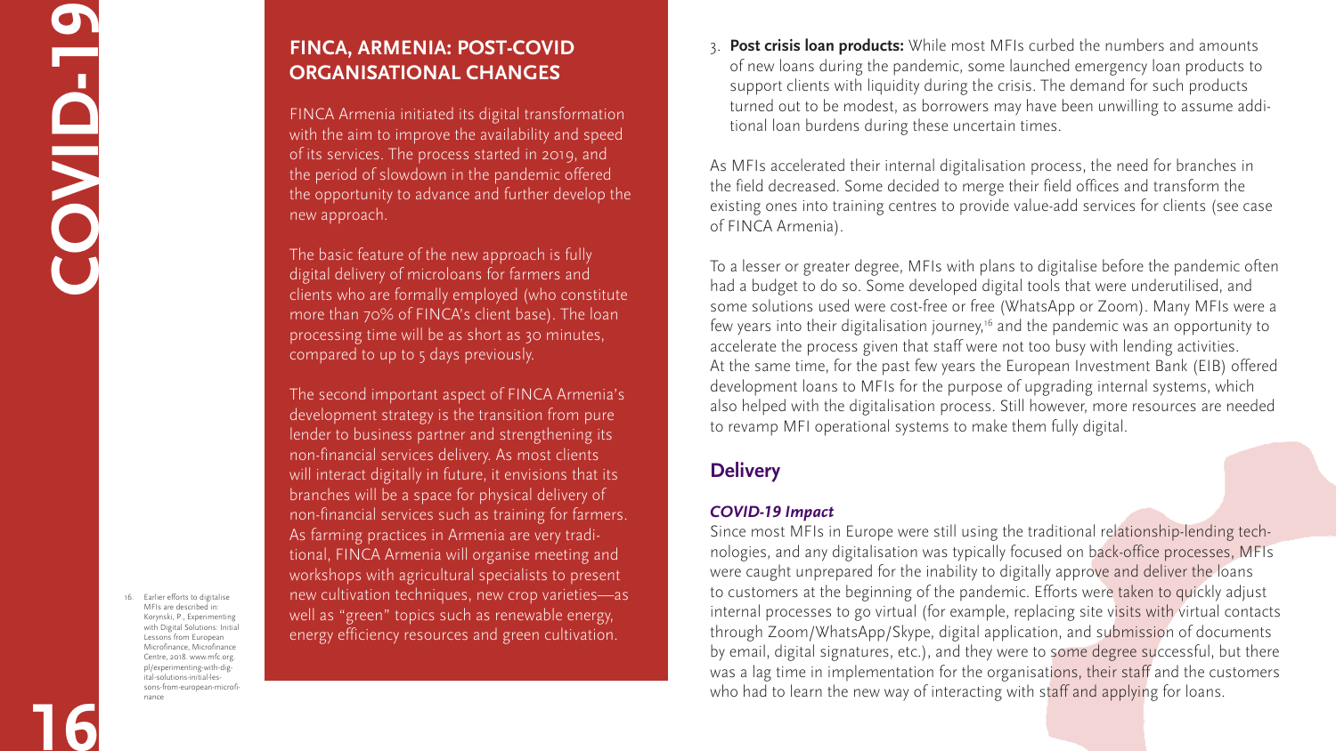## FINCA, ARMENIA: POST-COVID ORGANISATIONAL CHANGES

FINCA Armenia initiated its digital transformation with the aim to improve the availability and speed of its services. The process started in 2019, and the period of slowdown in the pandemic offered the opportunity to advance and further develop the new approach.

The basic feature of the new approach is fully digital delivery of microloans for farmers and clients who are formally employed (who constitute more than 70% of FINCA's client base). The loan processing time will be as short as 30 minutes, compared to up to 5 days previously.

The second important aspect of FINCA Armenia's development strategy is the transition from pure lender to business partner and strengthening its non-financial services delivery. As most clients will interact digitally in future, it envisions that its branches will be a space for physical delivery of non-financial services such as training for farmers. As farming practices in Armenia are very traditional, FINCA Armenia will organise meeting and workshops with agricultural specialists to present new cultivation techniques, new crop varieties—as well as "green" topics such as renewable energy, energy efficiency resources and green cultivation.

3. **Post crisis loan products:** While most MFIs curbed the numbers and amounts of new loans during the pandemic, some launched emergency loan products to support clients with liquidity during the crisis. The demand for such products turned out to be modest, as borrowers may have been unwilling to assume additional loan burdens during these uncertain times.

As MFIs accelerated their internal digitalisation process, the need for branches in the field decreased. Some decided to merge their field offices and transform the existing ones into training centres to provide value-add services for clients (see case of FINCA Armenia).

To a lesser or greater degree, MFIs with plans to digitalise before the pandemic often had a budget to do so. Some developed digital tools that were underutilised, and some solutions used were cost-free or free (WhatsApp or Zoom). Many MFIs were a few years into their digitalisation journey,[16] and the pandemic was an opportunity to accelerate the process given that staff were not too busy with lending activities. At the same time, for the past few years the European Investment Bank (EIB) offered development loans to MFIs for the purpose of upgrading internal systems, which also helped with the digitalisation process. Still however, more resources are needed to revamp MFI operational systems to make them fully digital.

## Delivery

### *COVID-19 Impact*

Since most MFIs in Europe were still using the traditional relationship-lending technologies, and any digitalisation was typically focused on back-office processes, MFIs were caught unprepared for the inability to digitally approve and deliver the loans to customers at the beginning of the pandemic. Efforts were taken to quickly adjust internal processes to go virtual (for example, replacing site visits with virtual contacts through Zoom/WhatsApp/Skype, digital application, and submission of documents by email, digital signatures, etc.), and they were to some degree successful, but there was a lag time in implementation for the organisations, their staff and the customers who had to learn the new way of interacting with staff and applying for loans.

16. Earlier efforts to digitalise MFIs are described in: Korynski, P., Experimenting with Digital Solutions: Initial Lessons from European Microfinance, Microfinance Centre, 2018. www.mfc.org.pl/experimenting-with-digital-solutions-initial-lessons-from-european-microfinance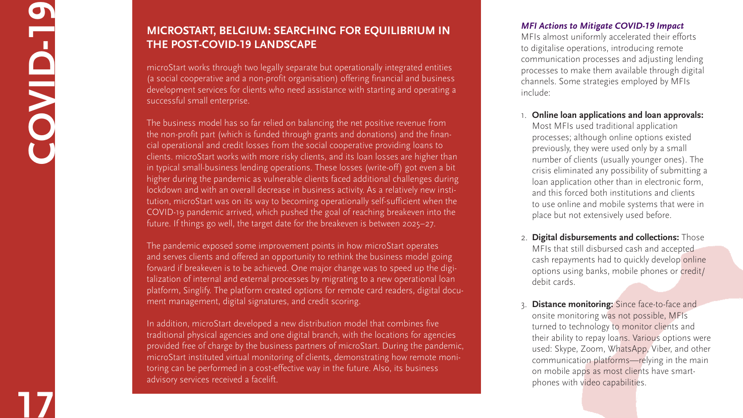## MICROSTART, BELGIUM: SEARCHING FOR EQUILIBRIUM IN THE POST-COVID-19 LANDSCAPE

microStart works through two legally separate but operationally integrated entities (a social cooperative and a non-profit organisation) offering financial and business development services for clients who need assistance with starting and operating a successful small enterprise.

The business model has so far relied on balancing the net positive revenue from the non-profit part (which is funded through grants and donations) and the financial operational and credit losses from the social cooperative providing loans to clients. microStart works with more risky clients, and its loan losses are higher than in typical small-business lending operations. These losses (write-off) got even a bit higher during the pandemic as vulnerable clients faced additional challenges during lockdown and with an overall decrease in business activity. As a relatively new institution, microStart was on its way to becoming operationally self-sufficient when the COVID-19 pandemic arrived, which pushed the goal of reaching breakeven into the future. If things go well, the target date for the breakeven is between 2025–27.

The pandemic exposed some improvement points in how microStart operates and serves clients and offered an opportunity to rethink the business model going forward if breakeven is to be achieved. One major change was to speed up the digitalization of internal and external processes by migrating to a new operational loan platform, Singlify. The platform created options for remote card readers, digital document management, digital signatures, and credit scoring.

In addition, microStart developed a new distribution model that combines five traditional physical agencies and one digital branch, with the locations for agencies provided free of charge by the business partners of microStart. During the pandemic, microStart instituted virtual monitoring of clients, demonstrating how remote monitoring can be performed in a cost-effective way in the future. Also, its business advisory services received a facelift.

### *MFI Actions to Mitigate COVID-19 Impact*

MFIs almost uniformly accelerated their efforts to digitalise operations, introducing remote communication processes and adjusting lending processes to make them available through digital channels. Some strategies employed by MFIs include:

1. **Online loan applications and loan approvals:** Most MFIs used traditional application processes; although online options existed previously, they were used only by a small number of clients (usually younger ones). The crisis eliminated any possibility of submitting a loan application other than in electronic form, and this forced both institutions and clients to use online and mobile systems that were in place but not extensively used before.
2. **Digital disbursements and collections:** Those MFIs that still disbursed cash and accepted cash repayments had to quickly develop online options using banks, mobile phones or credit/debit cards.
3. **Distance monitoring:** Since face-to-face and onsite monitoring was not possible, MFIs turned to technology to monitor clients and their ability to repay loans. Various options were used: Skype, Zoom, WhatsApp, Viber, and other communication platforms—relying in the main on mobile apps as most clients have smartphones with video capabilities.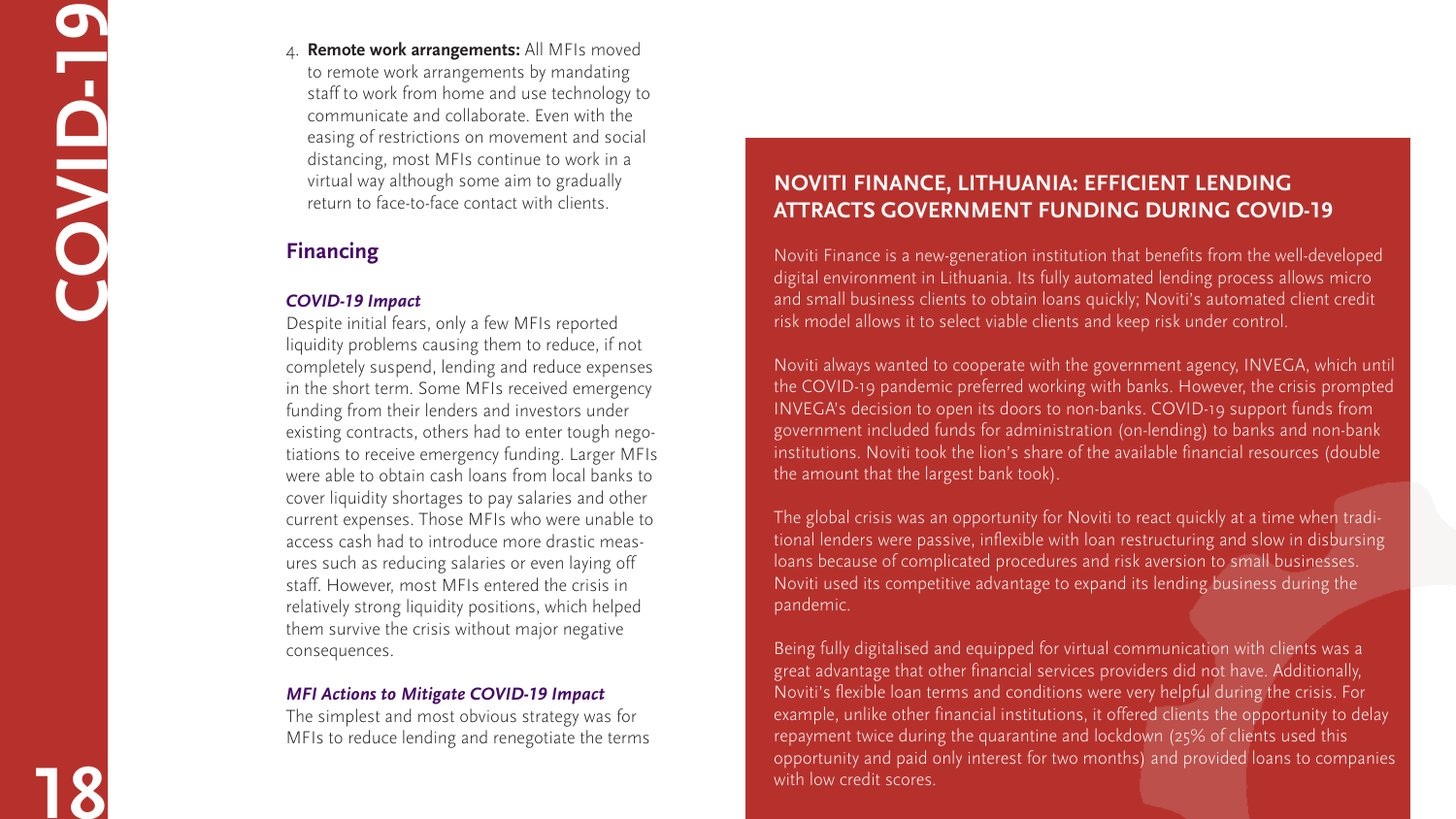4. **Remote work arrangements:** All MFIs moved to remote work arrangements by mandating staff to work from home and use technology to communicate and collaborate. Even with the easing of restrictions on movement and social distancing, most MFIs continue to work in a virtual way although some aim to gradually return to face-to-face contact with clients.

## Financing

### *COVID-19 Impact*

Despite initial fears, only a few MFIs reported liquidity problems causing them to reduce, if not completely suspend, lending and reduce expenses in the short term. Some MFIs received emergency funding from their lenders and investors under existing contracts, others had to enter tough negotiations to receive emergency funding. Larger MFIs were able to obtain cash loans from local banks to cover liquidity shortages to pay salaries and other current expenses. Those MFIs who were unable to access cash had to introduce more drastic measures such as reducing salaries or even laying off staff. However, most MFIs entered the crisis in relatively strong liquidity positions, which helped them survive the crisis without major negative consequences.

### *MFI Actions to Mitigate COVID-19 Impact*

The simplest and most obvious strategy was for MFIs to reduce lending and renegotiate the terms

## NOVITI FINANCE, LITHUANIA: EFFICIENT LENDING ATTRACTS GOVERNMENT FUNDING DURING COVID-19

Noviti Finance is a new-generation institution that benefits from the well-developed digital environment in Lithuania. Its fully automated lending process allows micro and small business clients to obtain loans quickly; Noviti's automated client credit risk model allows it to select viable clients and keep risk under control.

Noviti always wanted to cooperate with the government agency, INVEGA, which until the COVID-19 pandemic preferred working with banks. However, the crisis prompted INVEGA's decision to open its doors to non-banks. COVID-19 support funds from government included funds for administration (on-lending) to banks and non-bank institutions. Noviti took the lion's share of the available financial resources (double the amount that the largest bank took).

The global crisis was an opportunity for Noviti to react quickly at a time when traditional lenders were passive, inflexible with loan restructuring and slow in disbursing loans because of complicated procedures and risk aversion to small businesses. Noviti used its competitive advantage to expand its lending business during the pandemic.

Being fully digitalised and equipped for virtual communication with clients was a great advantage that other financial services providers did not have. Additionally, Noviti's flexible loan terms and conditions were very helpful during the crisis. For example, unlike other financial institutions, it offered clients the opportunity to delay repayment twice during the quarantine and lockdown (25% of clients used this opportunity and paid only interest for two months) and provided loans to companies with low credit scores.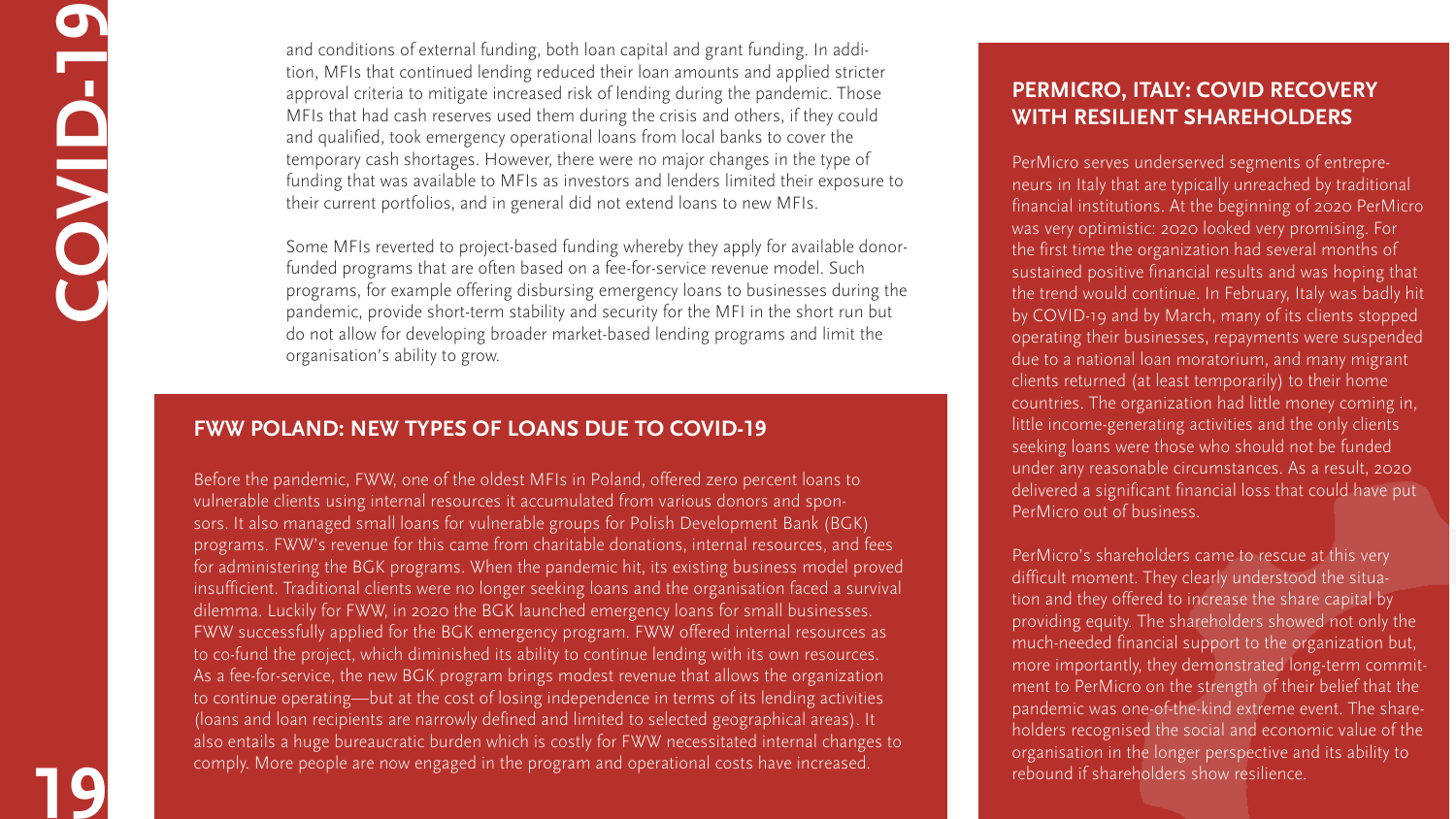and conditions of external funding, both loan capital and grant funding. In addition, MFIs that continued lending reduced their loan amounts and applied stricter approval criteria to mitigate increased risk of lending during the pandemic. Those MFIs that had cash reserves used them during the crisis and others, if they could and qualified, took emergency operational loans from local banks to cover the temporary cash shortages. However, there were no major changes in the type of funding that was available to MFIs as investors and lenders limited their exposure to their current portfolios, and in general did not extend loans to new MFIs.

Some MFIs reverted to project-based funding whereby they apply for available donor-funded programs that are often based on a fee-for-service revenue model. Such programs, for example offering disbursing emergency loans to businesses during the pandemic, provide short-term stability and security for the MFI in the short run but do not allow for developing broader market-based lending programs and limit the organisation's ability to grow.

## FWW POLAND: NEW TYPES OF LOANS DUE TO COVID-19

Before the pandemic, FWW, one of the oldest MFIs in Poland, offered zero percent loans to vulnerable clients using internal resources it accumulated from various donors and sponsors. It also managed small loans for vulnerable groups for Polish Development Bank (BGK) programs. FWW's revenue for this came from charitable donations, internal resources, and fees for administering the BGK programs. When the pandemic hit, its existing business model proved insufficient. Traditional clients were no longer seeking loans and the organisation faced a survival dilemma. Luckily for FWW, in 2020 the BGK launched emergency loans for small businesses. FWW successfully applied for the BGK emergency program. FWW offered internal resources as to co-fund the project, which diminished its ability to continue lending with its own resources. As a fee-for-service, the new BGK program brings modest revenue that allows the organization to continue operating—but at the cost of losing independence in terms of its lending activities (loans and loan recipients are narrowly defined and limited to selected geographical areas). It also entails a huge bureaucratic burden which is costly for FWW necessitated internal changes to comply. More people are now engaged in the program and operational costs have increased.

## PERMICRO, ITALY: COVID RECOVERY WITH RESILIENT SHAREHOLDERS

PerMicro serves underserved segments of entrepreneurs in Italy that are typically unreached by traditional financial institutions. At the beginning of 2020 PerMicro was very optimistic: 2020 looked very promising. For the first time the organization had several months of sustained positive financial results and was hoping that the trend would continue. In February, Italy was badly hit by COVID-19 and by March, many of its clients stopped operating their businesses, repayments were suspended due to a national loan moratorium, and many migrant clients returned (at least temporarily) to their home countries. The organization had little money coming in, little income-generating activities and the only clients seeking loans were those who should not be funded under any reasonable circumstances. As a result, 2020 delivered a significant financial loss that could have put PerMicro out of business.

PerMicro's shareholders came to rescue at this very difficult moment. They clearly understood the situation and they offered to increase the share capital by providing equity. The shareholders showed not only the much-needed financial support to the organization but, more importantly, they demonstrated long-term commitment to PerMicro on the strength of their belief that the pandemic was one-of-the-kind extreme event. The shareholders recognised the social and economic value of the organisation in the longer perspective and its ability to rebound if shareholders show resilience.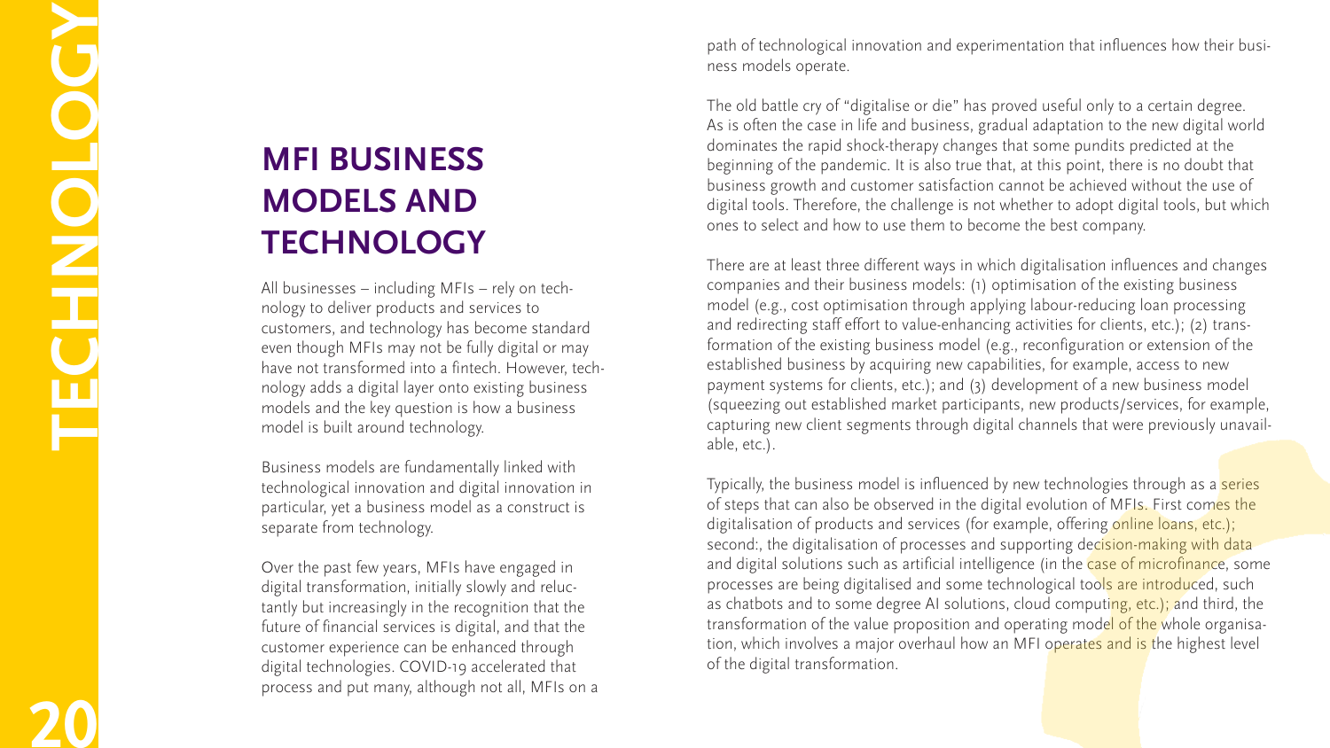## MFI BUSINESS MODELS AND TECHNOLOGY

All businesses – including MFIs – rely on technology to deliver products and services to customers, and technology has become standard even though MFIs may not be fully digital or may have not transformed into a fintech. However, technology adds a digital layer onto existing business models and the key question is how a business model is built around technology.

Business models are fundamentally linked with technological innovation and digital innovation in particular, yet a business model as a construct is separate from technology.

Over the past few years, MFIs have engaged in digital transformation, initially slowly and reluctantly but increasingly in the recognition that the future of financial services is digital, and that the customer experience can be enhanced through digital technologies. COVID-19 accelerated that process and put many, although not all, MFIs on a path of technological innovation and experimentation that influences how their business models operate.

The old battle cry of "digitalise or die" has proved useful only to a certain degree. As is often the case in life and business, gradual adaptation to the new digital world dominates the rapid shock-therapy changes that some pundits predicted at the beginning of the pandemic. It is also true that, at this point, there is no doubt that business growth and customer satisfaction cannot be achieved without the use of digital tools. Therefore, the challenge is not whether to adopt digital tools, but which ones to select and how to use them to become the best company.

There are at least three different ways in which digitalisation influences and changes companies and their business models: (1) optimisation of the existing business model (e.g., cost optimisation through applying labour-reducing loan processing and redirecting staff effort to value-enhancing activities for clients, etc.); (2) transformation of the existing business model (e.g., reconfiguration or extension of the established business by acquiring new capabilities, for example, access to new payment systems for clients, etc.); and (3) development of a new business model (squeezing out established market participants, new products/services, for example, capturing new client segments through digital channels that were previously unavailable, etc.).

Typically, the business model is influenced by new technologies through as a series of steps that can also be observed in the digital evolution of MFIs. First comes the digitalisation of products and services (for example, offering online loans, etc.); second:, the digitalisation of processes and supporting decision-making with data and digital solutions such as artificial intelligence (in the case of microfinance, some processes are being digitalised and some technological tools are introduced, such as chatbots and to some degree AI solutions, cloud computing, etc.); and third, the transformation of the value proposition and operating model of the whole organisation, which involves a major overhaul how an MFI operates and is the highest level of the digital transformation.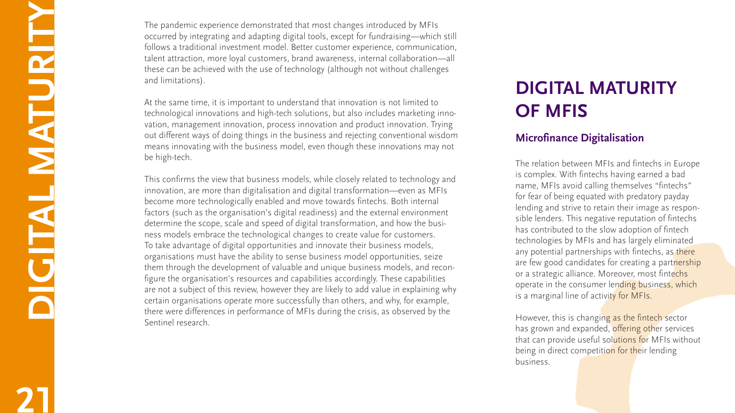The pandemic experience demonstrated that most changes introduced by MFIs occurred by integrating and adapting digital tools, except for fundraising—which still follows a traditional investment model. Better customer experience, communication, talent attraction, more loyal customers, brand awareness, internal collaboration—all these can be achieved with the use of technology (although not without challenges and limitations).

At the same time, it is important to understand that innovation is not limited to technological innovations and high-tech solutions, but also includes marketing innovation, management innovation, process innovation and product innovation. Trying out different ways of doing things in the business and rejecting conventional wisdom means innovating with the business model, even though these innovations may not be high-tech.

This confirms the view that business models, while closely related to technology and innovation, are more than digitalisation and digital transformation—even as MFIs become more technologically enabled and move towards fintechs. Both internal factors (such as the organisation's digital readiness) and the external environment determine the scope, scale and speed of digital transformation, and how the business models embrace the technological changes to create value for customers. To take advantage of digital opportunities and innovate their business models, organisations must have the ability to sense business model opportunities, seize them through the development of valuable and unique business models, and reconfigure the organisation's resources and capabilities accordingly. These capabilities are not a subject of this review, however they are likely to add value in explaining why certain organisations operate more successfully than others, and why, for example, there were differences in performance of MFIs during the crisis, as observed by the Sentinel research.

## DIGITAL MATURITY OF MFIS

### Microfinance Digitalisation

The relation between MFIs and fintechs in Europe is complex. With fintechs having earned a bad name, MFIs avoid calling themselves "fintechs" for fear of being equated with predatory payday lending and strive to retain their image as responsible lenders. This negative reputation of fintechs has contributed to the slow adoption of fintech technologies by MFIs and has largely eliminated any potential partnerships with fintechs, as there are few good candidates for creating a partnership or a strategic alliance. Moreover, most fintechs operate in the consumer lending business, which is a marginal line of activity for MFIs.

However, this is changing as the fintech sector has grown and expanded, offering other services that can provide useful solutions for MFIs without being in direct competition for their lending business.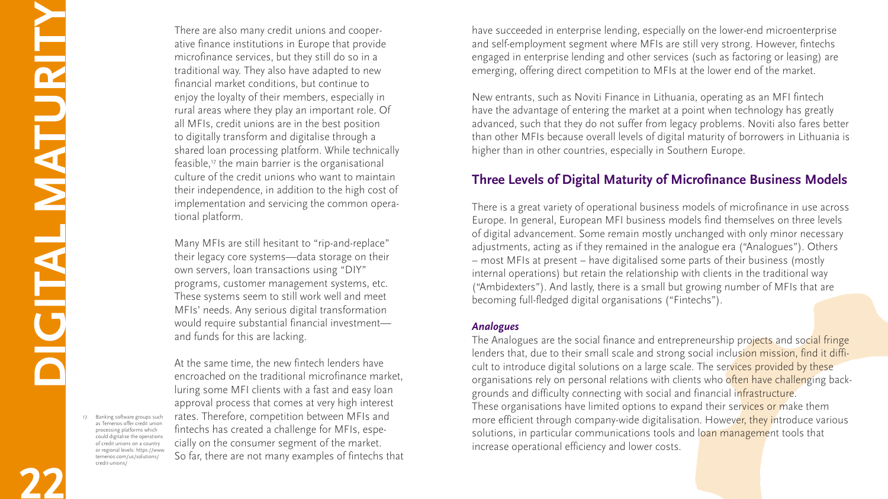There are also many credit unions and cooperative finance institutions in Europe that provide microfinance services, but they still do so in a traditional way. They also have adapted to new financial market conditions, but continue to enjoy the loyalty of their members, especially in rural areas where they play an important role. Of all MFIs, credit unions are in the best position to digitally transform and digitalise through a shared loan processing platform. While technically feasible,[17] the main barrier is the organisational culture of the credit unions who want to maintain their independence, in addition to the high cost of implementation and servicing the common operational platform.

Many MFIs are still hesitant to "rip-and-replace" their legacy core systems—data storage on their own servers, loan transactions using "DIY" programs, customer management systems, etc. These systems seem to still work well and meet MFIs' needs. Any serious digital transformation would require substantial financial investment—and funds for this are lacking.

At the same time, the new fintech lenders have encroached on the traditional microfinance market, luring some MFI clients with a fast and easy loan approval process that comes at very high interest rates. Therefore, competition between MFIs and fintechs has created a challenge for MFIs, especially on the consumer segment of the market. So far, there are not many examples of fintechs that have succeeded in enterprise lending, especially on the lower-end microenterprise and self-employment segment where MFIs are still very strong. However, fintechs engaged in enterprise lending and other services (such as factoring or leasing) are emerging, offering direct competition to MFIs at the lower end of the market.

New entrants, such as Noviti Finance in Lithuania, operating as an MFI fintech have the advantage of entering the market at a point when technology has greatly advanced, such that they do not suffer from legacy problems. Noviti also fares better than other MFIs because overall levels of digital maturity of borrowers in Lithuania is higher than in other countries, especially in Southern Europe.

17. Banking software groups such as Temenos offer credit union processing platforms which could digitalise the operations of credit unions on a country or regional levels: https://www.temenos.com/us/solutions/credit-unions/

## Three Levels of Digital Maturity of Microfinance Business Models

There is a great variety of operational business models of microfinance in use across Europe. In general, European MFI business models find themselves on three levels of digital advancement. Some remain mostly unchanged with only minor necessary adjustments, acting as if they remained in the analogue era ("Analogues"). Others – most MFIs at present – have digitalised some parts of their business (mostly internal operations) but retain the relationship with clients in the traditional way ("Ambidexters"). And lastly, there is a small but growing number of MFIs that are becoming full-fledged digital organisations ("Fintechs").

### *Analogues*

The Analogues are the social finance and entrepreneurship projects and social fringe lenders that, due to their small scale and strong social inclusion mission, find it difficult to introduce digital solutions on a large scale. The services provided by these organisations rely on personal relations with clients who often have challenging backgrounds and difficulty connecting with social and financial infrastructure. These organisations have limited options to expand their services or make them more efficient through company-wide digitalisation. However, they introduce various solutions, in particular communications tools and loan management tools that increase operational efficiency and lower costs.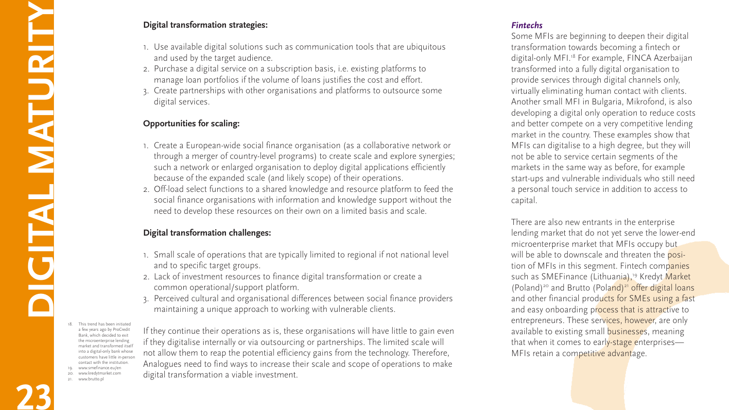**Digital transformation strategies:**

1. Use available digital solutions such as communication tools that are ubiquitous and used by the target audience.
2. Purchase a digital service on a subscription basis, i.e. existing platforms to manage loan portfolios if the volume of loans justifies the cost and effort.
3. Create partnerships with other organisations and platforms to outsource some digital services.

**Opportunities for scaling:**

1. Create a European-wide social finance organisation (as a collaborative network or through a merger of country-level programs) to create scale and explore synergies; such a network or enlarged organisation to deploy digital applications efficiently because of the expanded scale (and likely scope) of their operations.
2. Off-load select functions to a shared knowledge and resource platform to feed the social finance organisations with information and knowledge support without the need to develop these resources on their own on a limited basis and scale.

**Digital transformation challenges:**

1. Small scale of operations that are typically limited to regional if not national level and to specific target groups.
2. Lack of investment resources to finance digital transformation or create a common operational/support platform.
3. Perceived cultural and organisational differences between social finance providers maintaining a unique approach to working with vulnerable clients.

If they continue their operations as is, these organisations will have little to gain even if they digitalise internally or via outsourcing or partnerships. The limited scale will not allow them to reap the potential efficiency gains from the technology. Therefore, Analogues need to find ways to increase their scale and scope of operations to make digital transformation a viable investment.

***Fintechs***

Some MFIs are beginning to deepen their digital transformation towards becoming a fintech or digital-only MFI.[18] For example, FINCA Azerbaijan transformed into a fully digital organisation to provide services through digital channels only, virtually eliminating human contact with clients. Another small MFI in Bulgaria, Mikrofond, is also developing a digital only operation to reduce costs and better compete on a very competitive lending market in the country. These examples show that MFIs can digitalise to a high degree, but they will not be able to service certain segments of the markets in the same way as before, for example start-ups and vulnerable individuals who still need a personal touch service in addition to access to capital.

There are also new entrants in the enterprise lending market that do not yet serve the lower-end microenterprise market that MFIs occupy but will be able to downscale and threaten the position of MFIs in this segment. Fintech companies such as SMEFinance (Lithuania),[19] Kredyt Market (Poland)[20] and Brutto (Poland)[21] offer digital loans and other financial products for SMEs using a fast and easy onboarding process that is attractive to entrepreneurs. These services, however, are only available to existing small businesses, meaning that when it comes to early-stage enterprises—MFIs retain a competitive advantage.

18. This trend has been initiated a few years ago by ProCredit Bank, which decided to exit the microenterprise lending market and transformed itself into a digital-only bank whose customers have little in-person contact with the institution.
19. www.smefinance.eu/en
20. www.kredytmarket.com
21. www.brutto.pl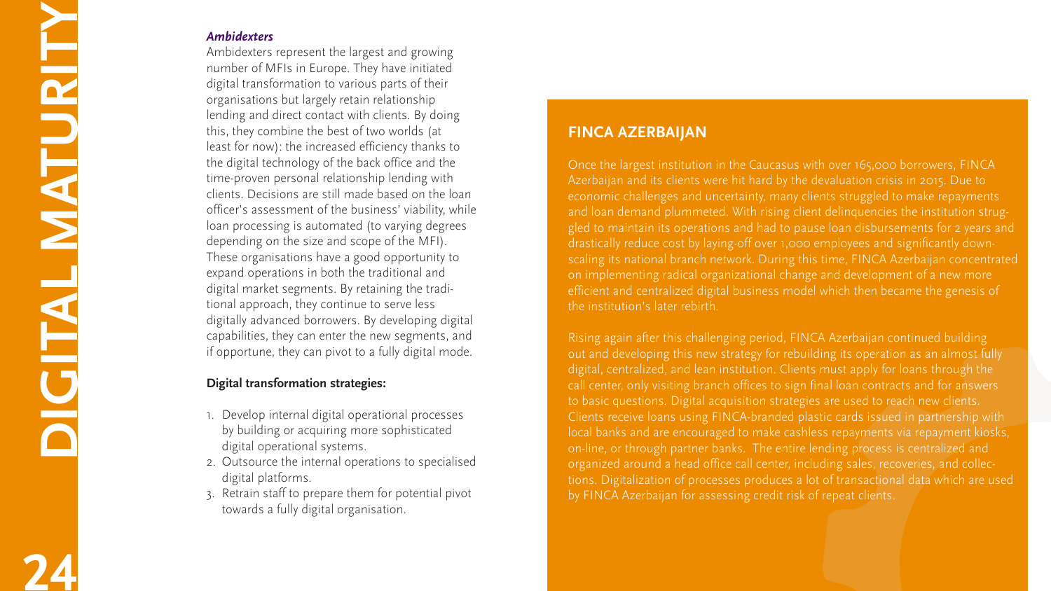### *Ambidexters*

Ambidexters represent the largest and growing number of MFIs in Europe. They have initiated digital transformation to various parts of their organisations but largely retain relationship lending and direct contact with clients. By doing this, they combine the best of two worlds (at least for now): the increased efficiency thanks to the digital technology of the back office and the time-proven personal relationship lending with clients. Decisions are still made based on the loan officer's assessment of the business' viability, while loan processing is automated (to varying degrees depending on the size and scope of the MFI). These organisations have a good opportunity to expand operations in both the traditional and digital market segments. By retaining the traditional approach, they continue to serve less digitally advanced borrowers. By developing digital capabilities, they can enter the new segments, and if opportune, they can pivot to a fully digital mode.

**Digital transformation strategies:**

1. Develop internal digital operational processes by building or acquiring more sophisticated digital operational systems.
2. Outsource the internal operations to specialised digital platforms.
3. Retrain staff to prepare them for potential pivot towards a fully digital organisation.

## FINCA AZERBAIJAN

Once the largest institution in the Caucasus with over 165,000 borrowers, FINCA Azerbaijan and its clients were hit hard by the devaluation crisis in 2015. Due to economic challenges and uncertainty, many clients struggled to make repayments and loan demand plummeted. With rising client delinquencies the institution struggled to maintain its operations and had to pause loan disbursements for 2 years and drastically reduce cost by laying-off over 1,000 employees and significantly downscaling its national branch network. During this time, FINCA Azerbaijan concentrated on implementing radical organizational change and development of a new more efficient and centralized digital business model which then became the genesis of the institution's later rebirth.

Rising again after this challenging period, FINCA Azerbaijan continued building out and developing this new strategy for rebuilding its operation as an almost fully digital, centralized, and lean institution. Clients must apply for loans through the call center, only visiting branch offices to sign final loan contracts and for answers to basic questions. Digital acquisition strategies are used to reach new clients. Clients receive loans using FINCA-branded plastic cards issued in partnership with local banks and are encouraged to make cashless repayments via repayment kiosks, on-line, or through partner banks. The entire lending process is centralized and organized around a head office call center, including sales, recoveries, and collections. Digitalization of processes produces a lot of transactional data which are used by FINCA Azerbaijan for assessing credit risk of repeat clients.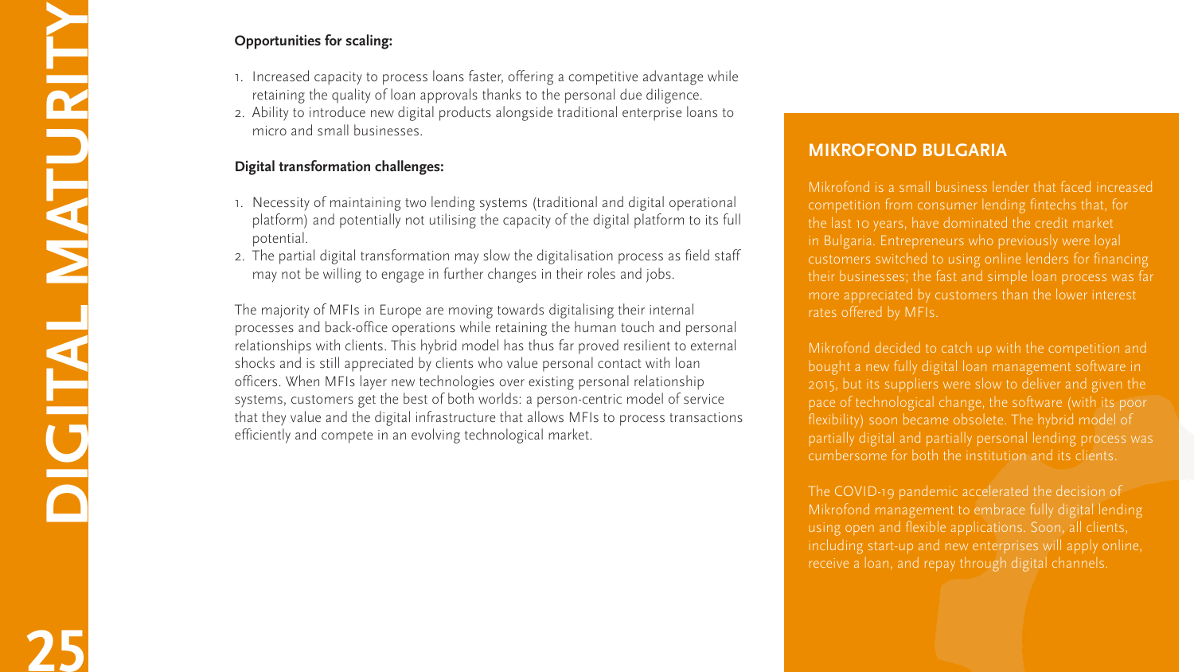**Opportunities for scaling:**

1. Increased capacity to process loans faster, offering a competitive advantage while retaining the quality of loan approvals thanks to the personal due diligence.
2. Ability to introduce new digital products alongside traditional enterprise loans to micro and small businesses.

**Digital transformation challenges:**

1. Necessity of maintaining two lending systems (traditional and digital operational platform) and potentially not utilising the capacity of the digital platform to its full potential.
2. The partial digital transformation may slow the digitalisation process as field staff may not be willing to engage in further changes in their roles and jobs.

The majority of MFIs in Europe are moving towards digitalising their internal processes and back-office operations while retaining the human touch and personal relationships with clients. This hybrid model has thus far proved resilient to external shocks and is still appreciated by clients who value personal contact with loan officers. When MFIs layer new technologies over existing personal relationship systems, customers get the best of both worlds: a person-centric model of service that they value and the digital infrastructure that allows MFIs to process transactions efficiently and compete in an evolving technological market.

## MIKROFOND BULGARIA

Mikrofond is a small business lender that faced increased competition from consumer lending fintechs that, for the last 10 years, have dominated the credit market in Bulgaria. Entrepreneurs who previously were loyal customers switched to using online lenders for financing their businesses; the fast and simple loan process was far more appreciated by customers than the lower interest rates offered by MFIs.

Mikrofond decided to catch up with the competition and bought a new fully digital loan management software in 2015, but its suppliers were slow to deliver and given the pace of technological change, the software (with its poor flexibility) soon became obsolete. The hybrid model of partially digital and partially personal lending process was cumbersome for both the institution and its clients.

The COVID-19 pandemic accelerated the decision of Mikrofond management to embrace fully digital lending using open and flexible applications. Soon, all clients, including start-up and new enterprises will apply online, receive a loan, and repay through digital channels.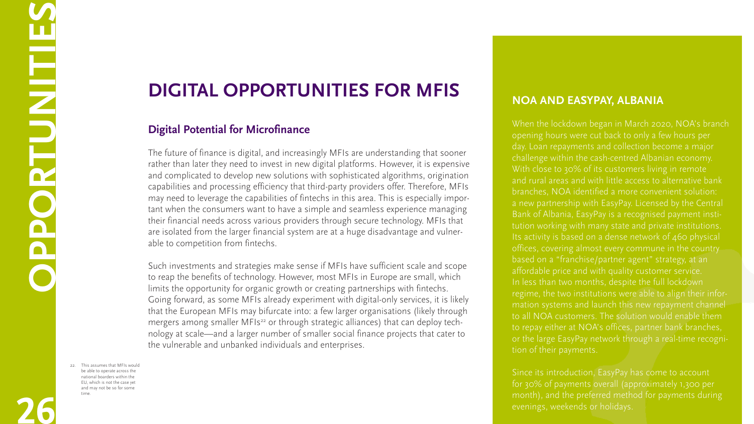# DIGITAL OPPORTUNITIES FOR MFIS

## Digital Potential for Microfinance

The future of finance is digital, and increasingly MFIs are understanding that sooner rather than later they need to invest in new digital platforms. However, it is expensive and complicated to develop new solutions with sophisticated algorithms, origination capabilities and processing efficiency that third-party providers offer. Therefore, MFIs may need to leverage the capabilities of fintechs in this area. This is especially important when the consumers want to have a simple and seamless experience managing their financial needs across various providers through secure technology. MFIs that are isolated from the larger financial system are at a huge disadvantage and vulnerable to competition from fintechs.

Such investments and strategies make sense if MFIs have sufficient scale and scope to reap the benefits of technology. However, most MFIs in Europe are small, which limits the opportunity for organic growth or creating partnerships with fintechs. Going forward, as some MFIs already experiment with digital-only services, it is likely that the European MFIs may bifurcate into: a few larger organisations (likely through mergers among smaller MFIs[22] or through strategic alliances) that can deploy technology at scale—and a larger number of smaller social finance projects that cater to the vulnerable and unbanked individuals and enterprises.

22. This assumes that MFIs would be able to operate across the national boarders within the EU, which is not the case yet and may not be so for some time.

### NOA AND EASYPAY, ALBANIA

When the lockdown began in March 2020, NOA's branch opening hours were cut back to only a few hours per day. Loan repayments and collection become a major challenge within the cash-centred Albanian economy. With close to 30% of its customers living in remote and rural areas and with little access to alternative bank branches, NOA identified a more convenient solution: a new partnership with EasyPay. Licensed by the Central Bank of Albania, EasyPay is a recognised payment institution working with many state and private institutions. Its activity is based on a dense network of 460 physical offices, covering almost every commune in the country based on a "franchise/partner agent" strategy, at an affordable price and with quality customer service. In less than two months, despite the full lockdown regime, the two institutions were able to align their information systems and launch this new repayment channel to all NOA customers. The solution would enable them to repay either at NOA's offices, partner bank branches, or the large EasyPay network through a real-time recognition of their payments.

Since its introduction, EasyPay has come to account for 30% of payments overall (approximately 1,300 per month), and the preferred method for payments during evenings, weekends or holidays.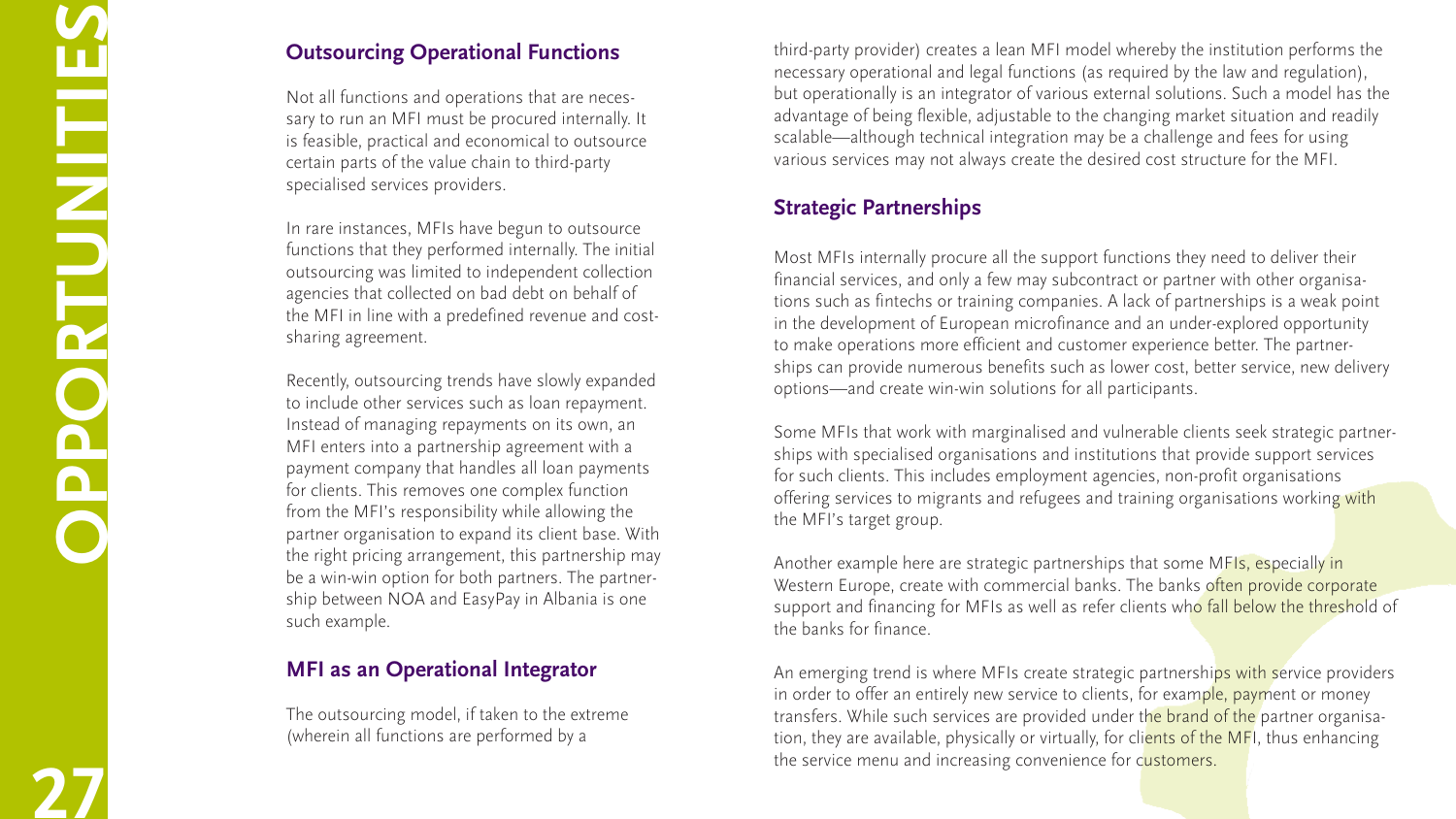## Outsourcing Operational Functions

Not all functions and operations that are necessary to run an MFI must be procured internally. It is feasible, practical and economical to outsource certain parts of the value chain to third-party specialised services providers.

In rare instances, MFIs have begun to outsource functions that they performed internally. The initial outsourcing was limited to independent collection agencies that collected on bad debt on behalf of the MFI in line with a predefined revenue and cost-sharing agreement.

Recently, outsourcing trends have slowly expanded to include other services such as loan repayment. Instead of managing repayments on its own, an MFI enters into a partnership agreement with a payment company that handles all loan payments for clients. This removes one complex function from the MFI's responsibility while allowing the partner organisation to expand its client base. With the right pricing arrangement, this partnership may be a win-win option for both partners. The partnership between NOA and EasyPay in Albania is one such example.

## MFI as an Operational Integrator

The outsourcing model, if taken to the extreme (wherein all functions are performed by a third-party provider) creates a lean MFI model whereby the institution performs the necessary operational and legal functions (as required by the law and regulation), but operationally is an integrator of various external solutions. Such a model has the advantage of being flexible, adjustable to the changing market situation and readily scalable—although technical integration may be a challenge and fees for using various services may not always create the desired cost structure for the MFI.

## Strategic Partnerships

Most MFIs internally procure all the support functions they need to deliver their financial services, and only a few may subcontract or partner with other organisations such as fintechs or training companies. A lack of partnerships is a weak point in the development of European microfinance and an under-explored opportunity to make operations more efficient and customer experience better. The partnerships can provide numerous benefits such as lower cost, better service, new delivery options—and create win-win solutions for all participants.

Some MFIs that work with marginalised and vulnerable clients seek strategic partnerships with specialised organisations and institutions that provide support services for such clients. This includes employment agencies, non-profit organisations offering services to migrants and refugees and training organisations working with the MFI's target group.

Another example here are strategic partnerships that some MFIs, especially in Western Europe, create with commercial banks. The banks often provide corporate support and financing for MFIs as well as refer clients who fall below the threshold of the banks for finance.

An emerging trend is where MFIs create strategic partnerships with service providers in order to offer an entirely new service to clients, for example, payment or money transfers. While such services are provided under the brand of the partner organisation, they are available, physically or virtually, for clients of the MFI, thus enhancing the service menu and increasing convenience for customers.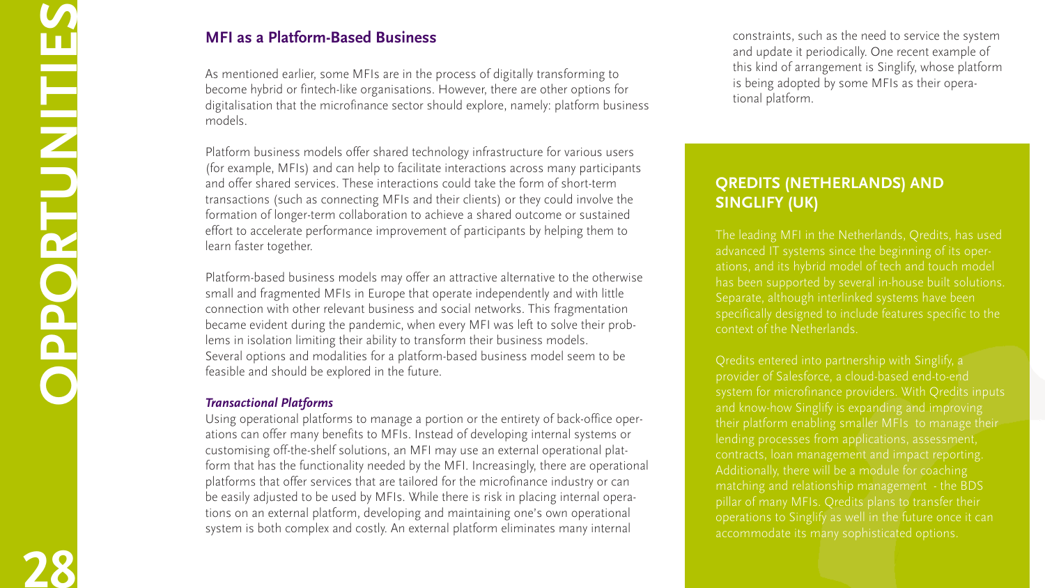## MFI as a Platform-Based Business

As mentioned earlier, some MFIs are in the process of digitally transforming to become hybrid or fintech-like organisations. However, there are other options for digitalisation that the microfinance sector should explore, namely: platform business models.

Platform business models offer shared technology infrastructure for various users (for example, MFIs) and can help to facilitate interactions across many participants and offer shared services. These interactions could take the form of short-term transactions (such as connecting MFIs and their clients) or they could involve the formation of longer-term collaboration to achieve a shared outcome or sustained effort to accelerate performance improvement of participants by helping them to learn faster together.

Platform-based business models may offer an attractive alternative to the otherwise small and fragmented MFIs in Europe that operate independently and with little connection with other relevant business and social networks. This fragmentation became evident during the pandemic, when every MFI was left to solve their problems in isolation limiting their ability to transform their business models. Several options and modalities for a platform-based business model seem to be feasible and should be explored in the future.

### *Transactional Platforms*

Using operational platforms to manage a portion or the entirety of back-office operations can offer many benefits to MFIs. Instead of developing internal systems or customising off-the-shelf solutions, an MFI may use an external operational platform that has the functionality needed by the MFI. Increasingly, there are operational platforms that offer services that are tailored for the microfinance industry or can be easily adjusted to be used by MFIs. While there is risk in placing internal operations on an external platform, developing and maintaining one's own operational system is both complex and costly. An external platform eliminates many internal constraints, such as the need to service the system and update it periodically. One recent example of this kind of arrangement is Singlify, whose platform is being adopted by some MFIs as their operational platform.

### QREDITS (NETHERLANDS) AND SINGLIFY (UK)

The leading MFI in the Netherlands, Qredits, has used advanced IT systems since the beginning of its operations, and its hybrid model of tech and touch model has been supported by several in-house built solutions. Separate, although interlinked systems have been specifically designed to include features specific to the context of the Netherlands.

Qredits entered into partnership with Singlify, a provider of Salesforce, a cloud-based end-to-end system for microfinance providers. With Qredits inputs and know-how Singlify is expanding and improving their platform enabling smaller MFIs to manage their lending processes from applications, assessment, contracts, loan management and impact reporting. Additionally, there will be a module for coaching matching and relationship management - the BDS pillar of many MFIs. Qredits plans to transfer their operations to Singlify as well in the future once it can accommodate its many sophisticated options.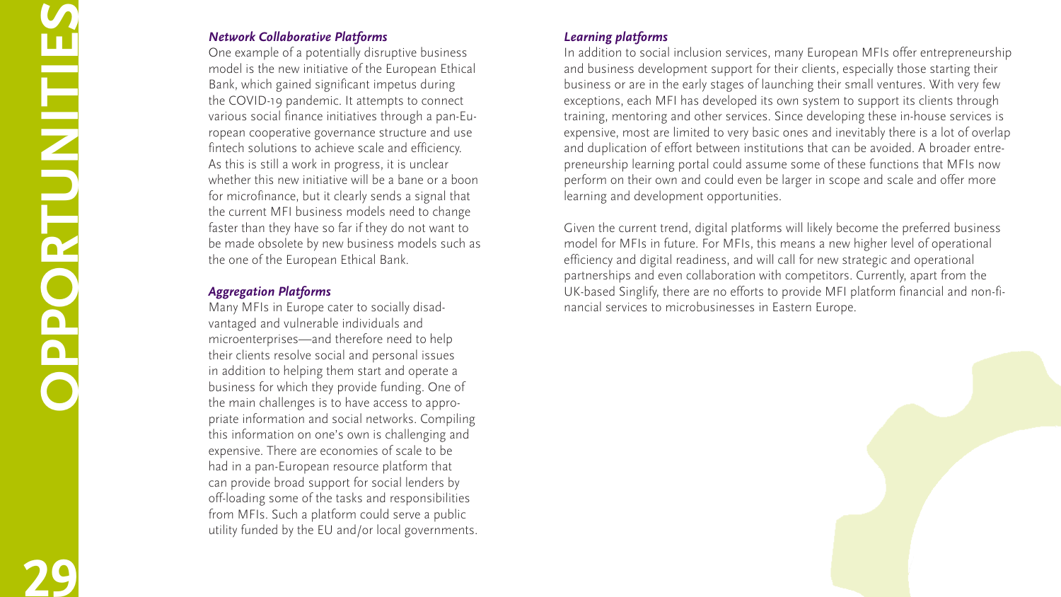### *Network Collaborative Platforms*

One example of a potentially disruptive business model is the new initiative of the European Ethical Bank, which gained significant impetus during the COVID-19 pandemic. It attempts to connect various social finance initiatives through a pan-European cooperative governance structure and use fintech solutions to achieve scale and efficiency. As this is still a work in progress, it is unclear whether this new initiative will be a bane or a boon for microfinance, but it clearly sends a signal that the current MFI business models need to change faster than they have so far if they do not want to be made obsolete by new business models such as the one of the European Ethical Bank.

### *Aggregation Platforms*

Many MFIs in Europe cater to socially disadvantaged and vulnerable individuals and microenterprises—and therefore need to help their clients resolve social and personal issues in addition to helping them start and operate a business for which they provide funding. One of the main challenges is to have access to appropriate information and social networks. Compiling this information on one's own is challenging and expensive. There are economies of scale to be had in a pan-European resource platform that can provide broad support for social lenders by off-loading some of the tasks and responsibilities from MFIs. Such a platform could serve a public utility funded by the EU and/or local governments.

### *Learning platforms*

In addition to social inclusion services, many European MFIs offer entrepreneurship and business development support for their clients, especially those starting their business or are in the early stages of launching their small ventures. With very few exceptions, each MFI has developed its own system to support its clients through training, mentoring and other services. Since developing these in-house services is expensive, most are limited to very basic ones and inevitably there is a lot of overlap and duplication of effort between institutions that can be avoided. A broader entrepreneurship learning portal could assume some of these functions that MFIs now perform on their own and could even be larger in scope and scale and offer more learning and development opportunities.

Given the current trend, digital platforms will likely become the preferred business model for MFIs in future. For MFIs, this means a new higher level of operational efficiency and digital readiness, and will call for new strategic and operational partnerships and even collaboration with competitors. Currently, apart from the UK-based Singlify, there are no efforts to provide MFI platform financial and non-financial services to microbusinesses in Eastern Europe.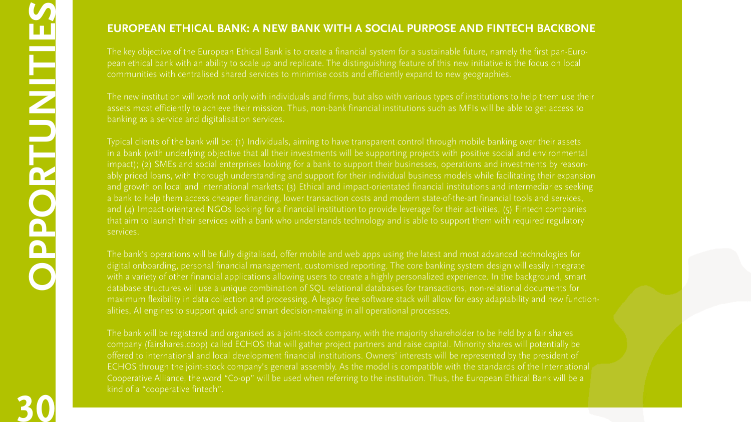## EUROPEAN ETHICAL BANK: A NEW BANK WITH A SOCIAL PURPOSE AND FINTECH BACKBONE

The key objective of the European Ethical Bank is to create a financial system for a sustainable future, namely the first pan-European ethical bank with an ability to scale up and replicate. The distinguishing feature of this new initiative is the focus on local communities with centralised shared services to minimise costs and efficiently expand to new geographies.

The new institution will work not only with individuals and firms, but also with various types of institutions to help them use their assets most efficiently to achieve their mission. Thus, non-bank financial institutions such as MFIs will be able to get access to banking as a service and digitalisation services.

Typical clients of the bank will be: (1) Individuals, aiming to have transparent control through mobile banking over their assets in a bank (with underlying objective that all their investments will be supporting projects with positive social and environmental impact); (2) SMEs and social enterprises looking for a bank to support their businesses, operations and investments by reasonably priced loans, with thorough understanding and support for their individual business models while facilitating their expansion and growth on local and international markets; (3) Ethical and impact-orientated financial institutions and intermediaries seeking a bank to help them access cheaper financing, lower transaction costs and modern state-of-the-art financial tools and services, and (4) Impact-orientated NGOs looking for a financial institution to provide leverage for their activities, (5) Fintech companies that aim to launch their services with a bank who understands technology and is able to support them with required regulatory services.

The bank's operations will be fully digitalised, offer mobile and web apps using the latest and most advanced technologies for digital onboarding, personal financial management, customised reporting. The core banking system design will easily integrate with a variety of other financial applications allowing users to create a highly personalized experience. In the background, smart database structures will use a unique combination of SQL relational databases for transactions, non-relational documents for maximum flexibility in data collection and processing. A legacy free software stack will allow for easy adaptability and new functionalities, AI engines to support quick and smart decision-making in all operational processes.

The bank will be registered and organised as a joint-stock company, with the majority shareholder to be held by a fair shares company (fairshares.coop) called ECHOS that will gather project partners and raise capital. Minority shares will potentially be offered to international and local development financial institutions. Owners' interests will be represented by the president of ECHOS through the joint-stock company's general assembly. As the model is compatible with the standards of the International Cooperative Alliance, the word "Co-op" will be used when referring to the institution. Thus, the European Ethical Bank will be a kind of a "cooperative fintech".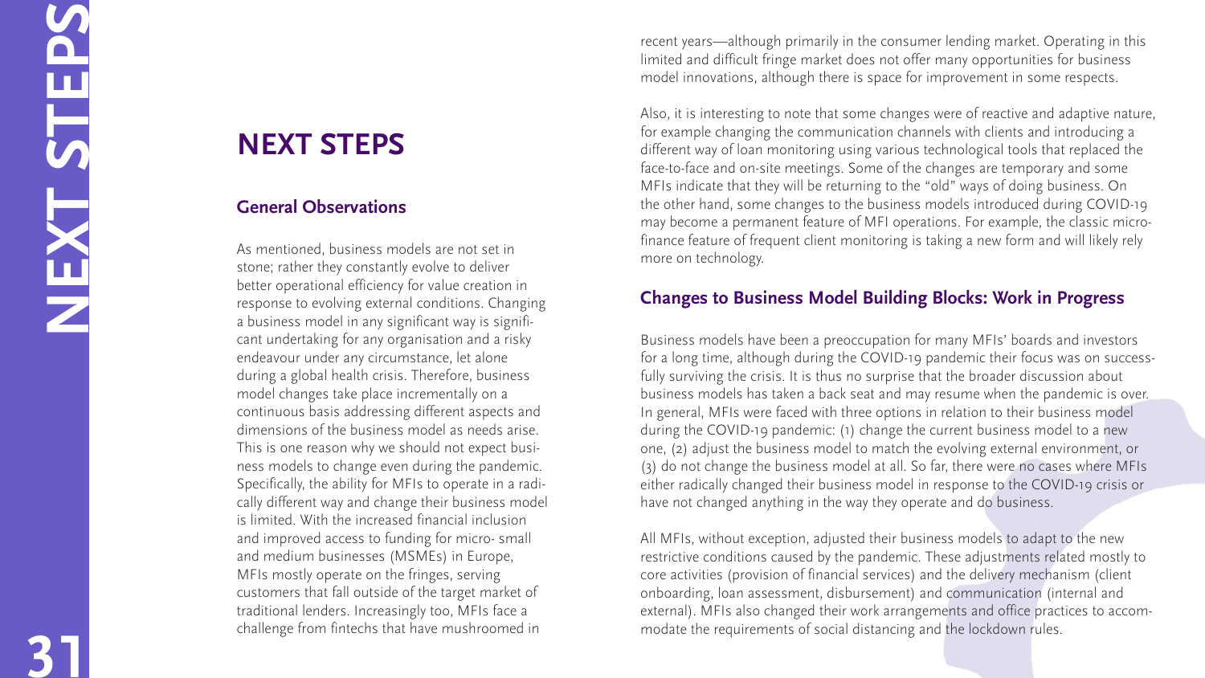# NEXT STEPS

## General Observations

As mentioned, business models are not set in stone; rather they constantly evolve to deliver better operational efficiency for value creation in response to evolving external conditions. Changing a business model in any significant way is significant undertaking for any organisation and a risky endeavour under any circumstance, let alone during a global health crisis. Therefore, business model changes take place incrementally on a continuous basis addressing different aspects and dimensions of the business model as needs arise. This is one reason why we should not expect business models to change even during the pandemic. Specifically, the ability for MFIs to operate in a radically different way and change their business model is limited. With the increased financial inclusion and improved access to funding for micro- small and medium businesses (MSMEs) in Europe, MFIs mostly operate on the fringes, serving customers that fall outside of the target market of traditional lenders. Increasingly too, MFIs face a challenge from fintechs that have mushroomed in recent years—although primarily in the consumer lending market. Operating in this limited and difficult fringe market does not offer many opportunities for business model innovations, although there is space for improvement in some respects.

Also, it is interesting to note that some changes were of reactive and adaptive nature, for example changing the communication channels with clients and introducing a different way of loan monitoring using various technological tools that replaced the face-to-face and on-site meetings. Some of the changes are temporary and some MFIs indicate that they will be returning to the "old" ways of doing business. On the other hand, some changes to the business models introduced during COVID-19 may become a permanent feature of MFI operations. For example, the classic microfinance feature of frequent client monitoring is taking a new form and will likely rely more on technology.

## Changes to Business Model Building Blocks: Work in Progress

Business models have been a preoccupation for many MFIs' boards and investors for a long time, although during the COVID-19 pandemic their focus was on successfully surviving the crisis. It is thus no surprise that the broader discussion about business models has taken a back seat and may resume when the pandemic is over. In general, MFIs were faced with three options in relation to their business model during the COVID-19 pandemic: (1) change the current business model to a new one, (2) adjust the business model to match the evolving external environment, or (3) do not change the business model at all. So far, there were no cases where MFIs either radically changed their business model in response to the COVID-19 crisis or have not changed anything in the way they operate and do business.

All MFIs, without exception, adjusted their business models to adapt to the new restrictive conditions caused by the pandemic. These adjustments related mostly to core activities (provision of financial services) and the delivery mechanism (client onboarding, loan assessment, disbursement) and communication (internal and external). MFIs also changed their work arrangements and office practices to accommodate the requirements of social distancing and the lockdown rules.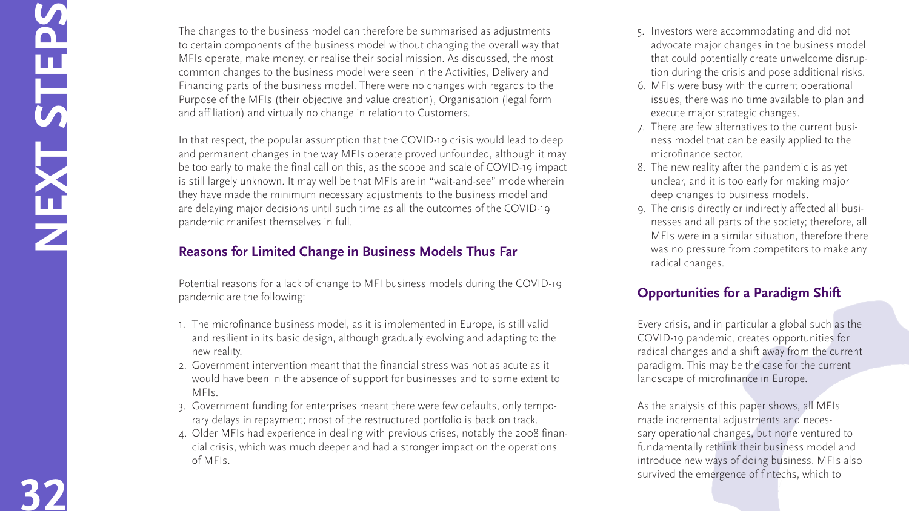The changes to the business model can therefore be summarised as adjustments to certain components of the business model without changing the overall way that MFIs operate, make money, or realise their social mission. As discussed, the most common changes to the business model were seen in the Activities, Delivery and Financing parts of the business model. There were no changes with regards to the Purpose of the MFIs (their objective and value creation), Organisation (legal form and affiliation) and virtually no change in relation to Customers.

In that respect, the popular assumption that the COVID-19 crisis would lead to deep and permanent changes in the way MFIs operate proved unfounded, although it may be too early to make the final call on this, as the scope and scale of COVID-19 impact is still largely unknown. It may well be that MFIs are in "wait-and-see" mode wherein they have made the minimum necessary adjustments to the business model and are delaying major decisions until such time as all the outcomes of the COVID-19 pandemic manifest themselves in full.

## Reasons for Limited Change in Business Models Thus Far

Potential reasons for a lack of change to MFI business models during the COVID-19 pandemic are the following:

1. The microfinance business model, as it is implemented in Europe, is still valid and resilient in its basic design, although gradually evolving and adapting to the new reality.
2. Government intervention meant that the financial stress was not as acute as it would have been in the absence of support for businesses and to some extent to MFIs.
3. Government funding for enterprises meant there were few defaults, only temporary delays in repayment; most of the restructured portfolio is back on track.
4. Older MFIs had experience in dealing with previous crises, notably the 2008 financial crisis, which was much deeper and had a stronger impact on the operations of MFIs.
5. Investors were accommodating and did not advocate major changes in the business model that could potentially create unwelcome disruption during the crisis and pose additional risks.
6. MFIs were busy with the current operational issues, there was no time available to plan and execute major strategic changes.
7. There are few alternatives to the current business model that can be easily applied to the microfinance sector.
8. The new reality after the pandemic is as yet unclear, and it is too early for making major deep changes to business models.
9. The crisis directly or indirectly affected all businesses and all parts of the society; therefore, all MFIs were in a similar situation, therefore there was no pressure from competitors to make any radical changes.

## Opportunities for a Paradigm Shift

Every crisis, and in particular a global such as the COVID-19 pandemic, creates opportunities for radical changes and a shift away from the current paradigm. This may be the case for the current landscape of microfinance in Europe.

As the analysis of this paper shows, all MFIs made incremental adjustments and necessary operational changes, but none ventured to fundamentally rethink their business model and introduce new ways of doing business. MFIs also survived the emergence of fintechs, which to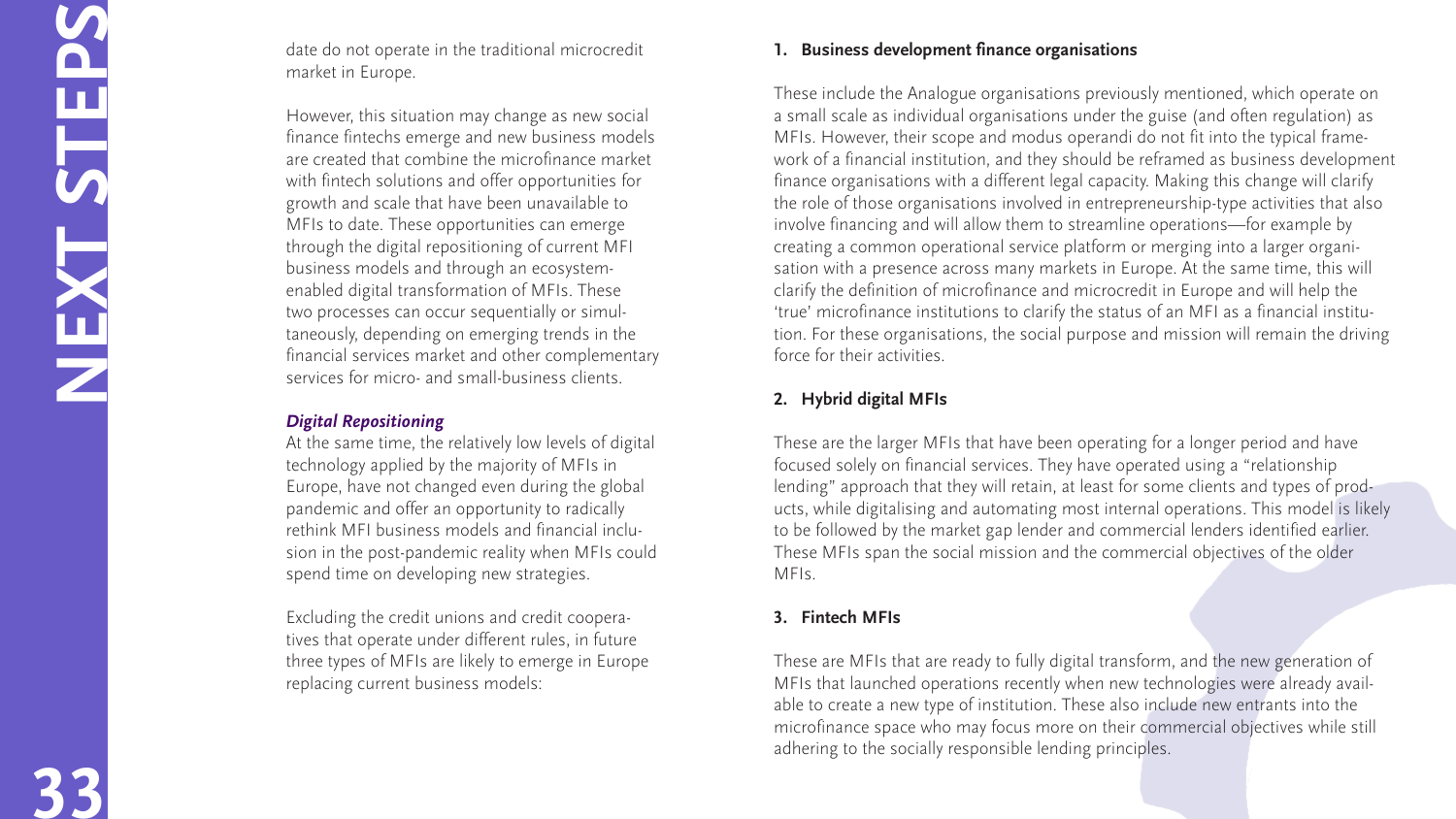date do not operate in the traditional microcredit market in Europe.

However, this situation may change as new social finance fintechs emerge and new business models are created that combine the microfinance market with fintech solutions and offer opportunities for growth and scale that have been unavailable to MFIs to date. These opportunities can emerge through the digital repositioning of current MFI business models and through an ecosystem-enabled digital transformation of MFIs. These two processes can occur sequentially or simultaneously, depending on emerging trends in the financial services market and other complementary services for micro- and small-business clients.

***Digital Repositioning***

At the same time, the relatively low levels of digital technology applied by the majority of MFIs in Europe, have not changed even during the global pandemic and offer an opportunity to radically rethink MFI business models and financial inclusion in the post-pandemic reality when MFIs could spend time on developing new strategies.

Excluding the credit unions and credit cooperatives that operate under different rules, in future three types of MFIs are likely to emerge in Europe replacing current business models:

**1. Business development finance organisations**

These include the Analogue organisations previously mentioned, which operate on a small scale as individual organisations under the guise (and often regulation) as MFIs. However, their scope and modus operandi do not fit into the typical framework of a financial institution, and they should be reframed as business development finance organisations with a different legal capacity. Making this change will clarify the role of those organisations involved in entrepreneurship-type activities that also involve financing and will allow them to streamline operations—for example by creating a common operational service platform or merging into a larger organisation with a presence across many markets in Europe. At the same time, this will clarify the definition of microfinance and microcredit in Europe and will help the 'true' microfinance institutions to clarify the status of an MFI as a financial institution. For these organisations, the social purpose and mission will remain the driving force for their activities.

**2. Hybrid digital MFIs**

These are the larger MFIs that have been operating for a longer period and have focused solely on financial services. They have operated using a "relationship lending" approach that they will retain, at least for some clients and types of products, while digitalising and automating most internal operations. This model is likely to be followed by the market gap lender and commercial lenders identified earlier. These MFIs span the social mission and the commercial objectives of the older MFIs.

**3. Fintech MFIs**

These are MFIs that are ready to fully digital transform, and the new generation of MFIs that launched operations recently when new technologies were already available to create a new type of institution. These also include new entrants into the microfinance space who may focus more on their commercial objectives while still adhering to the socially responsible lending principles.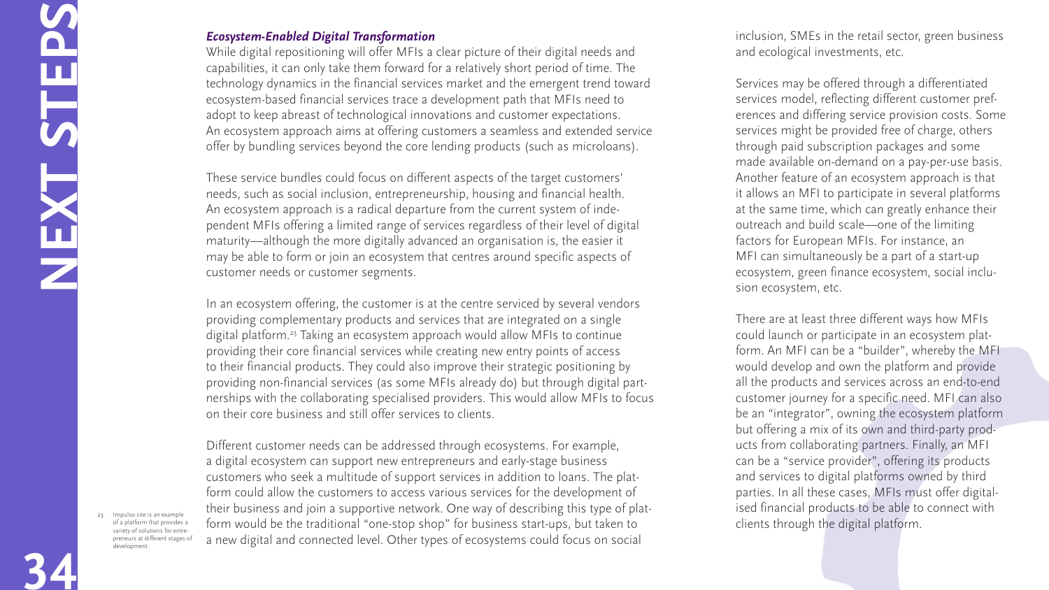### *Ecosystem-Enabled Digital Transformation*

While digital repositioning will offer MFIs a clear picture of their digital needs and capabilities, it can only take them forward for a relatively short period of time. The technology dynamics in the financial services market and the emergent trend toward ecosystem-based financial services trace a development path that MFIs need to adopt to keep abreast of technological innovations and customer expectations. An ecosystem approach aims at offering customers a seamless and extended service offer by bundling services beyond the core lending products (such as microloans).

These service bundles could focus on different aspects of the target customers' needs, such as social inclusion, entrepreneurship, housing and financial health. An ecosystem approach is a radical departure from the current system of independent MFIs offering a limited range of services regardless of their level of digital maturity—although the more digitally advanced an organisation is, the easier it may be able to form or join an ecosystem that centres around specific aspects of customer needs or customer segments.

In an ecosystem offering, the customer is at the centre serviced by several vendors providing complementary products and services that are integrated on a single digital platform.[23] Taking an ecosystem approach would allow MFIs to continue providing their core financial services while creating new entry points of access to their financial products. They could also improve their strategic positioning by providing non-financial services (as some MFIs already do) but through digital partnerships with the collaborating specialised providers. This would allow MFIs to focus on their core business and still offer services to clients.

Different customer needs can be addressed through ecosystems. For example, a digital ecosystem can support new entrepreneurs and early-stage business customers who seek a multitude of support services in addition to loans. The platform could allow the customers to access various services for the development of their business and join a supportive network. One way of describing this type of platform would be the traditional "one-stop shop" for business start-ups, but taken to a new digital and connected level. Other types of ecosystems could focus on social inclusion, SMEs in the retail sector, green business and ecological investments, etc.

Services may be offered through a differentiated services model, reflecting different customer preferences and differing service provision costs. Some services might be provided free of charge, others through paid subscription packages and some made available on-demand on a pay-per-use basis. Another feature of an ecosystem approach is that it allows an MFI to participate in several platforms at the same time, which can greatly enhance their outreach and build scale—one of the limiting factors for European MFIs. For instance, an MFI can simultaneously be a part of a start-up ecosystem, green finance ecosystem, social inclusion ecosystem, etc.

There are at least three different ways how MFIs could launch or participate in an ecosystem platform. An MFI can be a "builder", whereby the MFI would develop and own the platform and provide all the products and services across an end-to-end customer journey for a specific need. MFI can also be an "integrator", owning the ecosystem platform but offering a mix of its own and third-party products from collaborating partners. Finally, an MFI can be a "service provider", offering its products and services to digital platforms owned by third parties. In all these cases, MFIs must offer digitalised financial products to be able to connect with clients through the digital platform.

23. Impulso.site is an example of a platform that provides a variety of solutions for entrepreneurs at different stages of development.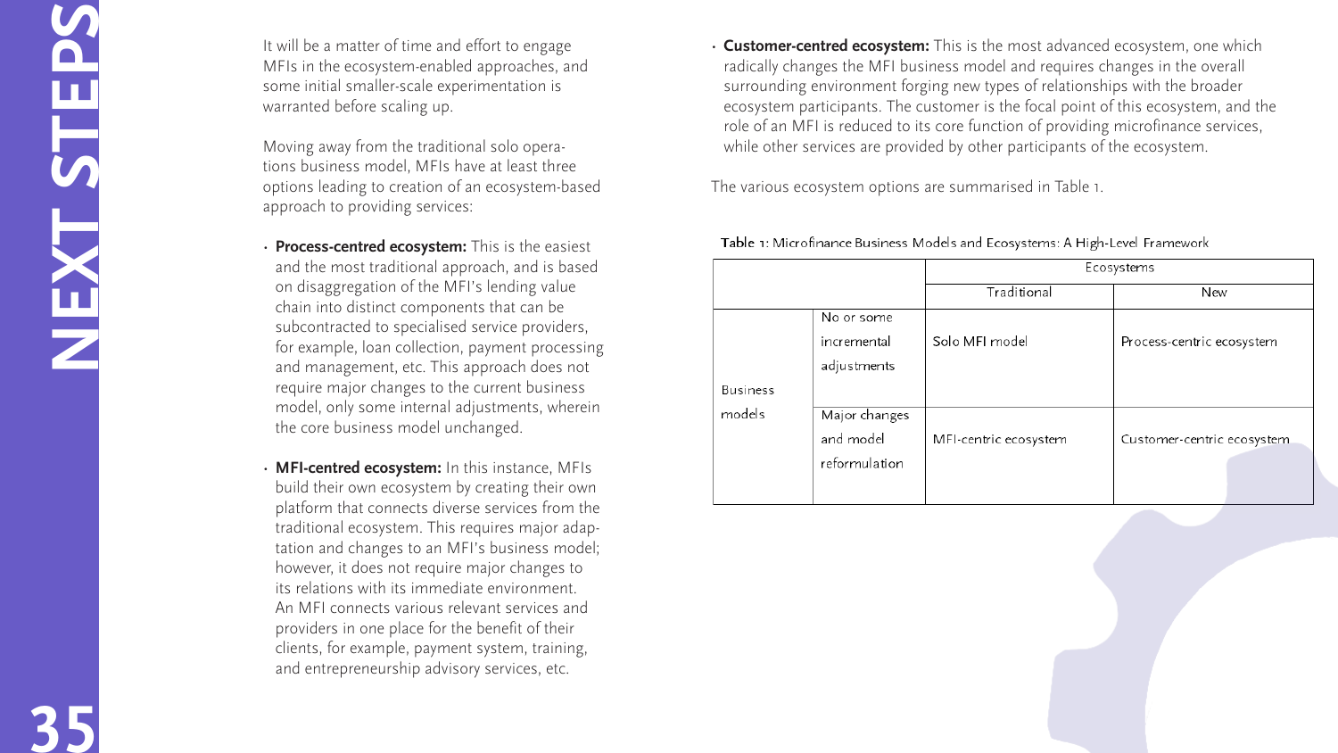It will be a matter of time and effort to engage MFIs in the ecosystem-enabled approaches, and some initial smaller-scale experimentation is warranted before scaling up.

Moving away from the traditional solo operations business model, MFIs have at least three options leading to creation of an ecosystem-based approach to providing services:

- **Process-centred ecosystem:** This is the easiest and the most traditional approach, and is based on disaggregation of the MFI's lending value chain into distinct components that can be subcontracted to specialised service providers, for example, loan collection, payment processing and management, etc. This approach does not require major changes to the current business model, only some internal adjustments, wherein the core business model unchanged.
- **MFI-centred ecosystem:** In this instance, MFIs build their own ecosystem by creating their own platform that connects diverse services from the traditional ecosystem. This requires major adaptation and changes to an MFI's business model; however, it does not require major changes to its relations with its immediate environment. An MFI connects various relevant services and providers in one place for the benefit of their clients, for example, payment system, training, and entrepreneurship advisory services, etc.
- **Customer-centred ecosystem:** This is the most advanced ecosystem, one which radically changes the MFI business model and requires changes in the overall surrounding environment forging new types of relationships with the broader ecosystem participants. The customer is the focal point of this ecosystem, and the role of an MFI is reduced to its core function of providing microfinance services, while other services are provided by other participants of the ecosystem.

The various ecosystem options are summarised in Table 1.

Table 1: Microfinance Business Models and Ecosystems: A High-Level Framework

| | | Ecosystems | |
|---|---|---|---|
| | | Traditional | New |
| Business models | No or some incremental adjustments | Solo MFI model | Process-centric ecosystem |
| | Major changes and model reformulation | MFI-centric ecosystem | Customer-centric ecosystem |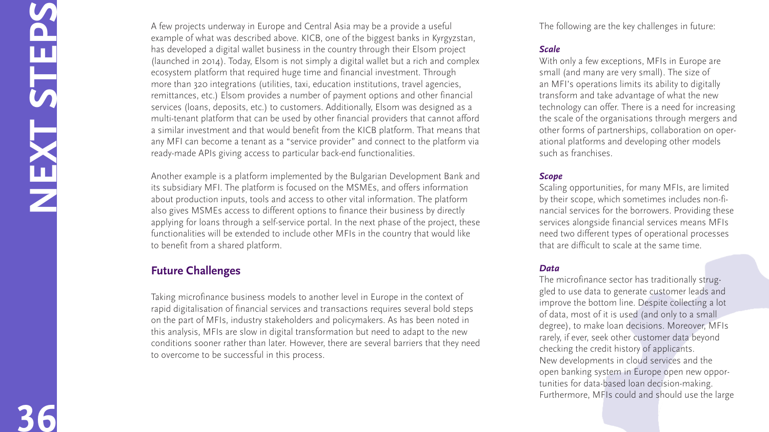A few projects underway in Europe and Central Asia may be a provide a useful example of what was described above. KICB, one of the biggest banks in Kyrgyzstan, has developed a digital wallet business in the country through their Elsom project (launched in 2014). Today, Elsom is not simply a digital wallet but a rich and complex ecosystem platform that required huge time and financial investment. Through more than 320 integrations (utilities, taxi, education institutions, travel agencies, remittances, etc.) Elsom provides a number of payment options and other financial services (loans, deposits, etc.) to customers. Additionally, Elsom was designed as a multi-tenant platform that can be used by other financial providers that cannot afford a similar investment and that would benefit from the KICB platform. That means that any MFI can become a tenant as a "service provider" and connect to the platform via ready-made APIs giving access to particular back-end functionalities.

Another example is a platform implemented by the Bulgarian Development Bank and its subsidiary MFI. The platform is focused on the MSMEs, and offers information about production inputs, tools and access to other vital information. The platform also gives MSMEs access to different options to finance their business by directly applying for loans through a self-service portal. In the next phase of the project, these functionalities will be extended to include other MFIs in the country that would like to benefit from a shared platform.

## Future Challenges

Taking microfinance business models to another level in Europe in the context of rapid digitalisation of financial services and transactions requires several bold steps on the part of MFIs, industry stakeholders and policymakers. As has been noted in this analysis, MFIs are slow in digital transformation but need to adapt to the new conditions sooner rather than later. However, there are several barriers that they need to overcome to be successful in this process.

The following are the key challenges in future:

***Scale***

With only a few exceptions, MFIs in Europe are small (and many are very small). The size of an MFI's operations limits its ability to digitally transform and take advantage of what the new technology can offer. There is a need for increasing the scale of the organisations through mergers and other forms of partnerships, collaboration on operational platforms and developing other models such as franchises.

***Scope***

Scaling opportunities, for many MFIs, are limited by their scope, which sometimes includes non-financial services for the borrowers. Providing these services alongside financial services means MFIs need two different types of operational processes that are difficult to scale at the same time.

***Data***

The microfinance sector has traditionally struggled to use data to generate customer leads and improve the bottom line. Despite collecting a lot of data, most of it is used (and only to a small degree), to make loan decisions. Moreover, MFIs rarely, if ever, seek other customer data beyond checking the credit history of applicants. New developments in cloud services and the open banking system in Europe open new opportunities for data-based loan decision-making. Furthermore, MFIs could and should use the large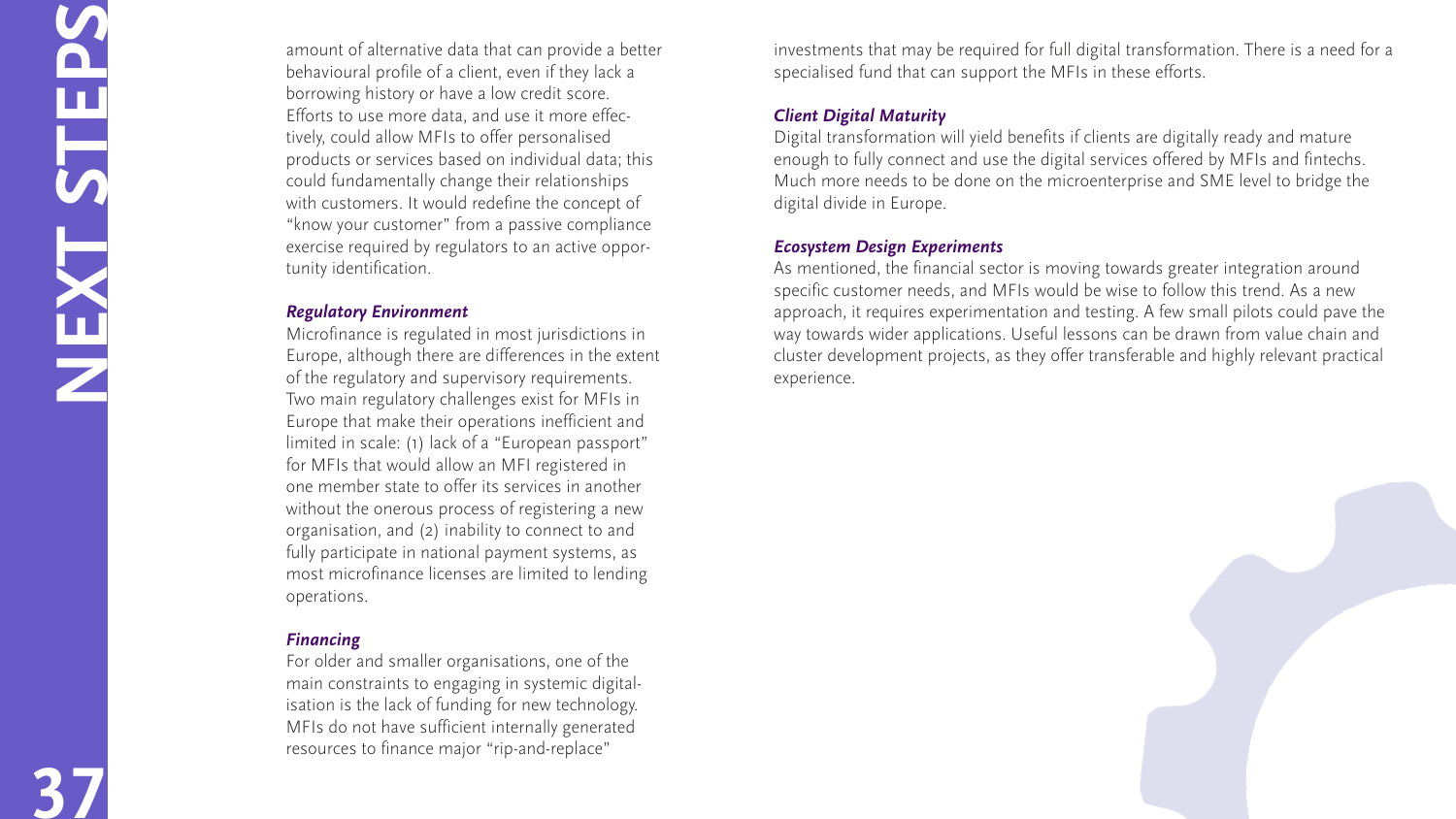amount of alternative data that can provide a better behavioural profile of a client, even if they lack a borrowing history or have a low credit score. Efforts to use more data, and use it more effectively, could allow MFIs to offer personalised products or services based on individual data; this could fundamentally change their relationships with customers. It would redefine the concept of "know your customer" from a passive compliance exercise required by regulators to an active opportunity identification.

***Regulatory Environment***

Microfinance is regulated in most jurisdictions in Europe, although there are differences in the extent of the regulatory and supervisory requirements. Two main regulatory challenges exist for MFIs in Europe that make their operations inefficient and limited in scale: (1) lack of a "European passport" for MFIs that would allow an MFI registered in one member state to offer its services in another without the onerous process of registering a new organisation, and (2) inability to connect to and fully participate in national payment systems, as most microfinance licenses are limited to lending operations.

***Financing***

For older and smaller organisations, one of the main constraints to engaging in systemic digitalisation is the lack of funding for new technology. MFIs do not have sufficient internally generated resources to finance major "rip-and-replace" investments that may be required for full digital transformation. There is a need for a specialised fund that can support the MFIs in these efforts.

***Client Digital Maturity***

Digital transformation will yield benefits if clients are digitally ready and mature enough to fully connect and use the digital services offered by MFIs and fintechs. Much more needs to be done on the microenterprise and SME level to bridge the digital divide in Europe.

***Ecosystem Design Experiments***

As mentioned, the financial sector is moving towards greater integration around specific customer needs, and MFIs would be wise to follow this trend. As a new approach, it requires experimentation and testing. A few small pilots could pave the way towards wider applications. Useful lessons can be drawn from value chain and cluster development projects, as they offer transferable and highly relevant practical experience.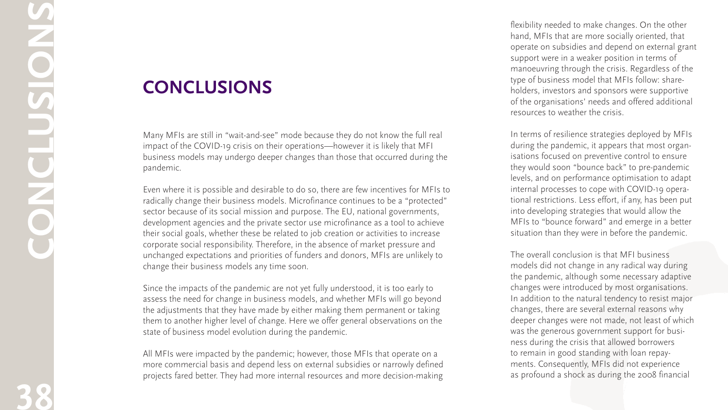# CONCLUSIONS

Many MFIs are still in "wait-and-see" mode because they do not know the full real impact of the COVID-19 crisis on their operations—however it is likely that MFI business models may undergo deeper changes than those that occurred during the pandemic.

Even where it is possible and desirable to do so, there are few incentives for MFIs to radically change their business models. Microfinance continues to be a "protected" sector because of its social mission and purpose. The EU, national governments, development agencies and the private sector use microfinance as a tool to achieve their social goals, whether these be related to job creation or activities to increase corporate social responsibility. Therefore, in the absence of market pressure and unchanged expectations and priorities of funders and donors, MFIs are unlikely to change their business models any time soon.

Since the impacts of the pandemic are not yet fully understood, it is too early to assess the need for change in business models, and whether MFIs will go beyond the adjustments that they have made by either making them permanent or taking them to another higher level of change. Here we offer general observations on the state of business model evolution during the pandemic.

All MFIs were impacted by the pandemic; however, those MFIs that operate on a more commercial basis and depend less on external subsidies or narrowly defined projects fared better. They had more internal resources and more decision-making flexibility needed to make changes. On the other hand, MFIs that are more socially oriented, that operate on subsidies and depend on external grant support were in a weaker position in terms of manoeuvring through the crisis. Regardless of the type of business model that MFIs follow: shareholders, investors and sponsors were supportive of the organisations' needs and offered additional resources to weather the crisis.

In terms of resilience strategies deployed by MFIs during the pandemic, it appears that most organisations focused on preventive control to ensure they would soon "bounce back" to pre-pandemic levels, and on performance optimisation to adapt internal processes to cope with COVID-19 operational restrictions. Less effort, if any, has been put into developing strategies that would allow the MFIs to "bounce forward" and emerge in a better situation than they were in before the pandemic.

The overall conclusion is that MFI business models did not change in any radical way during the pandemic, although some necessary adaptive changes were introduced by most organisations. In addition to the natural tendency to resist major changes, there are several external reasons why deeper changes were not made, not least of which was the generous government support for business during the crisis that allowed borrowers to remain in good standing with loan repayments. Consequently, MFIs did not experience as profound a shock as during the 2008 financial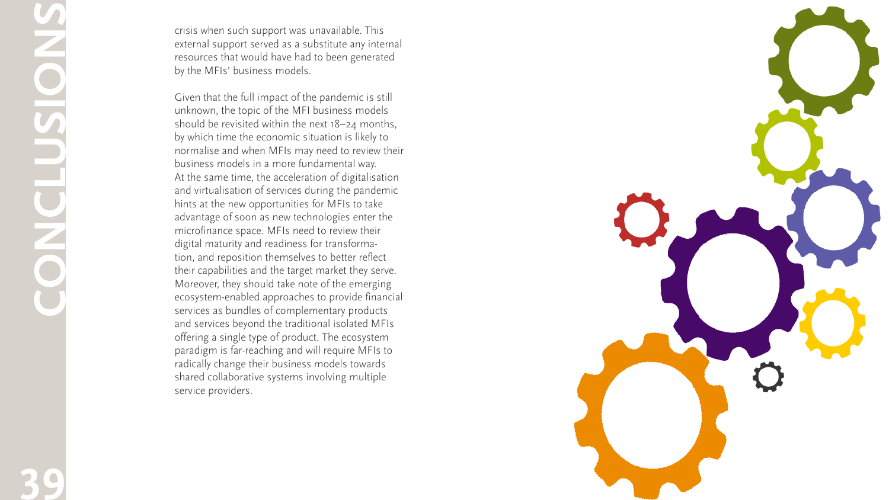crisis when such support was unavailable. This external support served as a substitute any internal resources that would have had to been generated by the MFIs' business models.

Given that the full impact of the pandemic is still unknown, the topic of the MFI business models should be revisited within the next 18–24 months, by which time the economic situation is likely to normalise and when MFIs may need to review their business models in a more fundamental way. At the same time, the acceleration of digitalisation and virtualisation of services during the pandemic hints at the new opportunities for MFIs to take advantage of soon as new technologies enter the microfinance space. MFIs need to review their digital maturity and readiness for transformation, and reposition themselves to better reflect their capabilities and the target market they serve. Moreover, they should take note of the emerging ecosystem-enabled approaches to provide financial services as bundles of complementary products and services beyond the traditional isolated MFIs offering a single type of product. The ecosystem paradigm is far-reaching and will require MFIs to radically change their business models towards shared collaborative systems involving multiple service providers.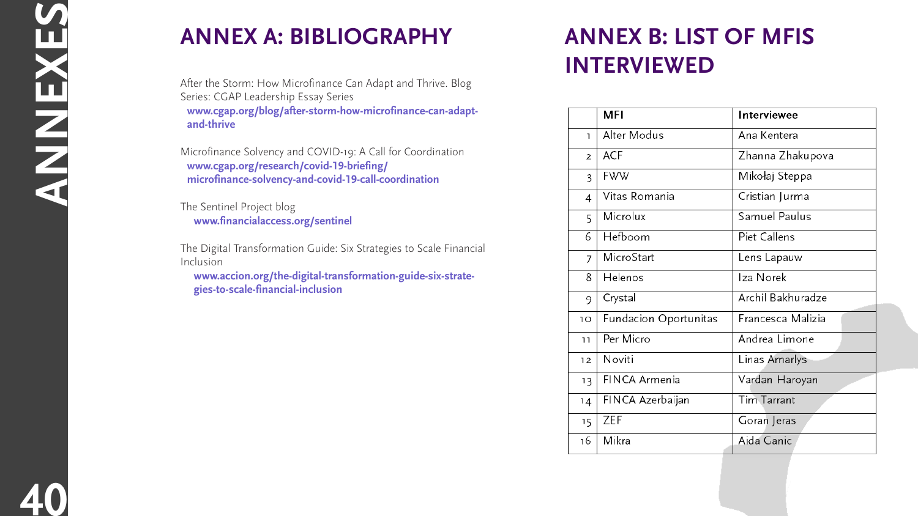# ANNEXES

## ANNEX A: BIBLIOGRAPHY

After the Storm: How Microfinance Can Adapt and Thrive. Blog Series: CGAP Leadership Essay Series
**www.cgap.org/blog/after-storm-how-microfinance-can-adapt-and-thrive**

Microfinance Solvency and COVID-19: A Call for Coordination
**www.cgap.org/research/covid-19-briefing/microfinance-solvency-and-covid-19-call-coordination**

The Sentinel Project blog
**www.financialaccess.org/sentinel**

The Digital Transformation Guide: Six Strategies to Scale Financial Inclusion
**www.accion.org/the-digital-transformation-guide-six-strategies-to-scale-financial-inclusion**

## ANNEX B: LIST OF MFIS INTERVIEWED

| | MFI | Interviewee |
|---|---|---|
| 1 | Alter Modus | Ana Kentera |
| 2 | ACF | Zhanna Zhakupova |
| 3 | FWW | Mikołaj Steppa |
| 4 | Vitas Romania | Cristian Jurma |
| 5 | Microlux | Samuel Paulus |
| 6 | Hefboom | Piet Callens |
| 7 | MicroStart | Lens Lapauw |
| 8 | Helenos | Iza Norek |
| 9 | Crystal | Archil Bakhuradze |
| 10 | Fundacion Oportunitas | Francesca Malizia |
| 11 | Per Micro | Andrea Limone |
| 12 | Noviti | Linas Amarlys |
| 13 | FINCA Armenia | Vardan Haroyan |
| 14 | FINCA Azerbaijan | Tim Tarrant |
| 15 | ZEF | Goran Jeras |
| 16 | Mikra | Aida Ganic |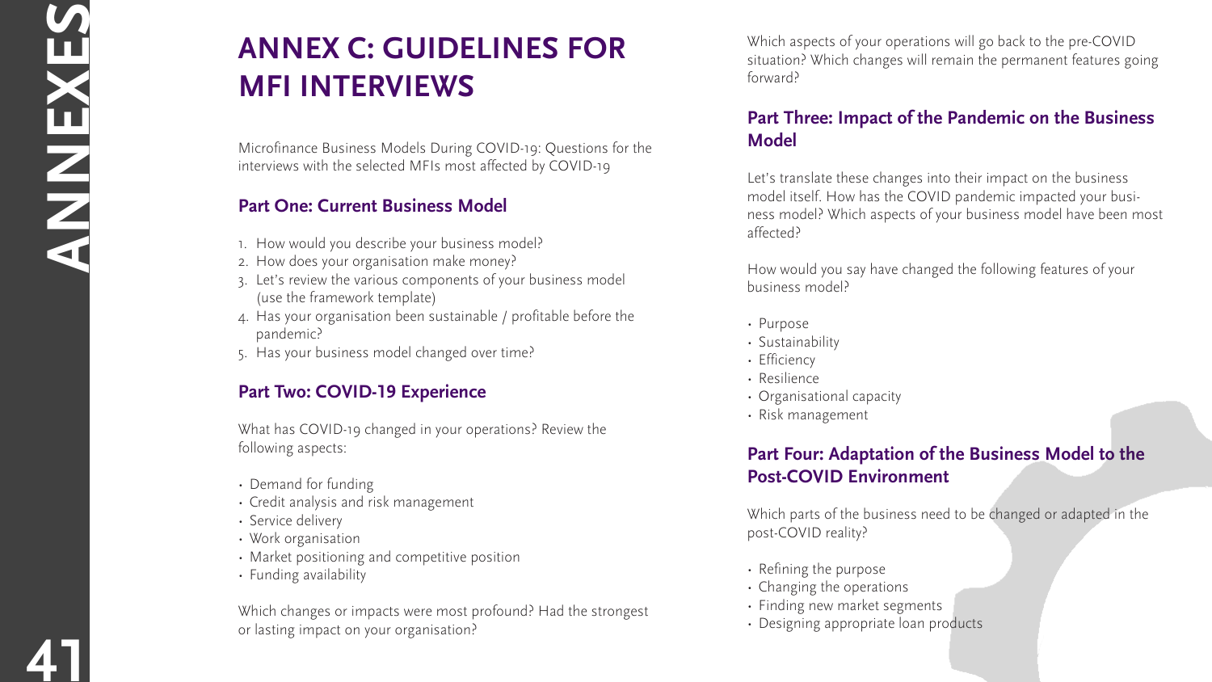# ANNEX C: GUIDELINES FOR MFI INTERVIEWS

Microfinance Business Models During COVID-19: Questions for the interviews with the selected MFIs most affected by COVID-19

## Part One: Current Business Model

1. How would you describe your business model?
2. How does your organisation make money?
3. Let's review the various components of your business model (use the framework template)
4. Has your organisation been sustainable / profitable before the pandemic?
5. Has your business model changed over time?

## Part Two: COVID-19 Experience

What has COVID-19 changed in your operations? Review the following aspects:

- Demand for funding
- Credit analysis and risk management
- Service delivery
- Work organisation
- Market positioning and competitive position
- Funding availability

Which changes or impacts were most profound? Had the strongest or lasting impact on your organisation?

Which aspects of your operations will go back to the pre-COVID situation? Which changes will remain the permanent features going forward?

## Part Three: Impact of the Pandemic on the Business Model

Let's translate these changes into their impact on the business model itself. How has the COVID pandemic impacted your business model? Which aspects of your business model have been most affected?

How would you say have changed the following features of your business model?

- Purpose
- Sustainability
- Efficiency
- Resilience
- Organisational capacity
- Risk management

## Part Four: Adaptation of the Business Model to the Post-COVID Environment

Which parts of the business need to be changed or adapted in the post-COVID reality?

- Refining the purpose
- Changing the operations
- Finding new market segments
- Designing appropriate loan products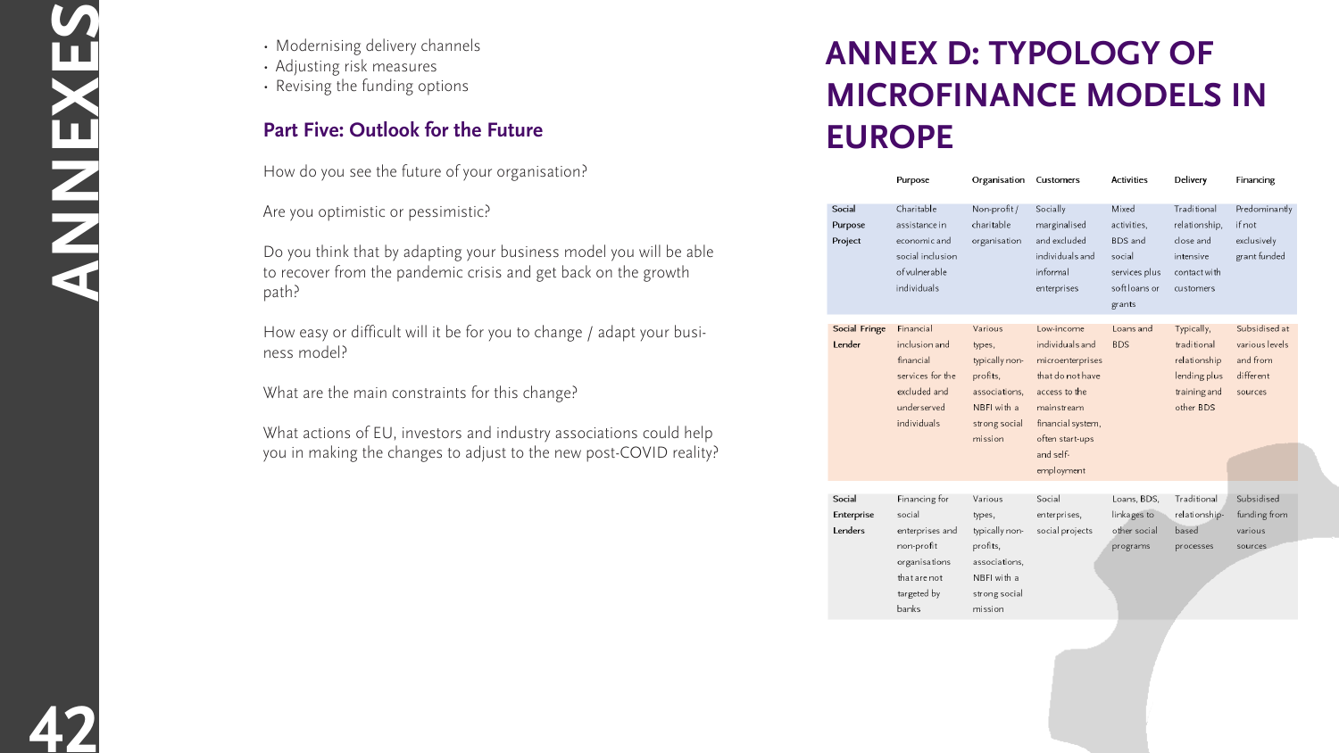- Modernising delivery channels
- Adjusting risk measures
- Revising the funding options

### Part Five: Outlook for the Future

How do you see the future of your organisation?

Are you optimistic or pessimistic?

Do you think that by adapting your business model you will be able to recover from the pandemic crisis and get back on the growth path?

How easy or difficult will it be for you to change / adapt your business model?

What are the main constraints for this change?

What actions of EU, investors and industry associations could help you in making the changes to adjust to the new post-COVID reality?

# ANNEX D: TYPOLOGY OF MICROFINANCE MODELS IN EUROPE

| | Purpose | Organisation | Customers | Activities | Delivery | Financing |
|---|---|---|---|---|---|---|
| **Social Purpose Project** | Charitable assistance in economic and social inclusion of vulnerable individuals | Non-profit / charitable organisation | Socially marginalised and excluded individuals and informal enterprises | Mixed activities, BDS and social services plus soft loans or grants | Traditional relationship, close and intensive contact with customers | Predominantly if not exclusively grant funded |
| **Social Fringe Lender** | Financial inclusion and financial services for the excluded and underserved individuals | Various types, typically non-profits, associations, NBFI with a strong social mission | Low-income individuals and microenterprises that do not have access to the mainstream financial system, often start-ups and self-employment | Loans and BDS | Typically, traditional relationship lending plus training and other BDS | Subsidised at various levels and from different sources |
| **Social Enterprise Lenders** | Financing for social enterprises and non-profit organisations that are not targeted by banks | Various types, typically non-profits, associations, NBFI with a strong social mission | Social enterprises, social projects | Loans, BDS, linkages to other social programs | Traditional relationship-based processes | Subsidised funding from various sources |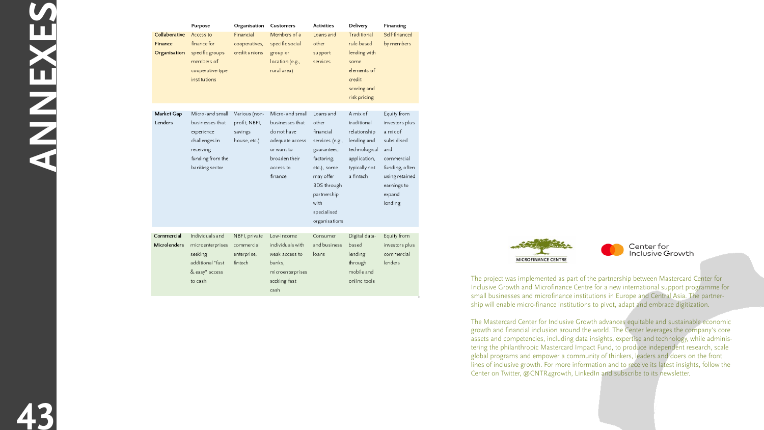| | Purpose | Organisation | Customers | Activities | Delivery | Financing |
|---|---|---|---|---|---|---|
| **Collaborative Finance Organisation** | Access to finance for specific groups members of cooperative-type institutions | Financial cooperatives, credit unions | Members of a specific social group or location (e.g., rural area) | Loans and other support services | Traditional rule-based lending with some elements of credit scoring and risk pricing | Self-financed by members |
| **Market Gap Lenders** | Micro- and small businesses that experience challenges in receiving funding from the banking sector | Various (non-profit, NBFI, savings house, etc.) | Micro- and small businesses that do not have adequate access or want to broaden their access to finance | Loans and other financial services (e.g., guarantees, factoring, etc.), some may offer BDS through partnership with specialised organisations | A mix of traditional relationship lending and technological application, typically not a fintech | Equity from investors plus a mix of subsidised and commercial funding, often using retained earnings to expand lending |
| **Commercial Microlenders** | Individuals and microenterprises seeking additional "fast & easy" access to cash | NBFI, private commercial enterprise, fintech | Low-income individuals with weak access to banks, microenterprises seeking fast cash | Consumer and business loans | Digital data-based lending through mobile and online tools | Equity from investors plus commercial lenders |

MICROFINANCE CENTRE

Center for Inclusive Growth

The project was implemented as part of the partnership between Mastercard Center for Inclusive Growth and Microfinance Centre for a new international support programme for small businesses and microfinance institutions in Europe and Central Asia. The partnership will enable micro-finance institutions to pivot, adapt and embrace digitization.

The Mastercard Center for Inclusive Growth advances equitable and sustainable economic growth and financial inclusion around the world. The Center leverages the company's core assets and competencies, including data insights, expertise and technology, while administering the philanthropic Mastercard Impact Fund, to produce independent research, scale global programs and empower a community of thinkers, leaders and doers on the front lines of inclusive growth. For more information and to receive its latest insights, follow the Center on Twitter, @CNTR4growth, LinkedIn and subscribe to its newsletter.